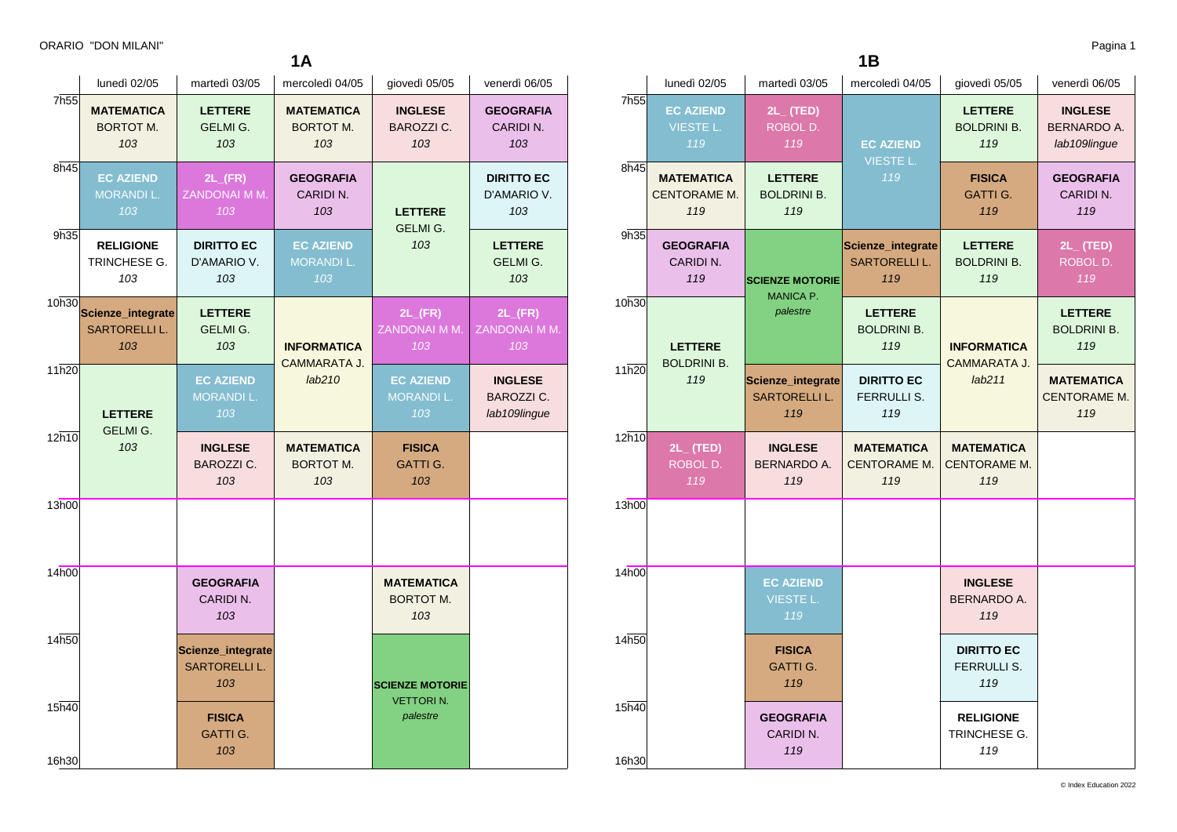ORARIO "DON MILANI"

## 1A

| | lunedì 02/05 | martedì 03/05 | mercoledì 04/05 | giovedì 05/05 | venerdì 06/05 |
|---|---|---|---|---|---|
| 7h55 | **MATEMATICA** BORTOT M. *103* | **LETTERE** GELMI G. *103* | **MATEMATICA** BORTOT M. *103* | **INGLESE** BAROZZI C. *103* | **GEOGRAFIA** CARIDI N. *103* |
| 8h45 | **EC AZIEND** MORANDI L. *103* | **2L_(FR)** ZANDONAI M M. *103* | **GEOGRAFIA** CARIDI N. *103* | **LETTERE** GELMI G. *103* | **DIRITTO EC** D'AMARIO V. *103* |
| 9h35 | **RELIGIONE** TRINCHESE G. *103* | **DIRITTO EC** D'AMARIO V. *103* | **EC AZIEND** MORANDI L. *103* | | **LETTERE** GELMI G. *103* |
| 10h30 | **Scienze_integrate** SARTORELLI L. *103* | **LETTERE** GELMI G. *103* | **INFORMATICA** CAMMARATA J. *lab210* | **2L_(FR)** ZANDONAI M M. *103* | **2L_(FR)** ZANDONAI M M. *103* |
| 11h20 | **LETTERE** GELMI G. *103* | **EC AZIEND** MORANDI L. *103* | | **EC AZIEND** MORANDI L. *103* | **INGLESE** BAROZZI C. *lab109lingue* |
| 12h10 | | **INGLESE** BAROZZI C. *103* | **MATEMATICA** BORTOT M. *103* | **FISICA** GATTI G. *103* | |
| 13h00 | | | | | |
| 14h00 | | **GEOGRAFIA** CARIDI N. *103* | | **MATEMATICA** BORTOT M. *103* | |
| 14h50 | | **Scienze_integrate** SARTORELLI L. *103* | | **SCIENZE MOTORIE** VETTORI N. *palestre* | |
| 15h40 | | **FISICA** GATTI G. *103* | | | |
| 16h30 | | | | | |

## 1B

| | lunedì 02/05 | martedì 03/05 | mercoledì 04/05 | giovedì 05/05 | venerdì 06/05 |
|---|---|---|---|---|---|
| 7h55 | **EC AZIEND** VIESTE L. *119* | **2L_ (TED)** ROBOL D. *119* | **EC AZIEND** VIESTE L. *119* | **LETTERE** BOLDRINI B. *119* | **INGLESE** BERNARDO A. *lab109lingue* |
| 8h45 | **MATEMATICA** CENTORAME M. *119* | **LETTERE** BOLDRINI B. *119* | | **FISICA** GATTI G. *119* | **GEOGRAFIA** CARIDI N. *119* |
| 9h35 | **GEOGRAFIA** CARIDI N. *119* | **SCIENZE MOTORIE** MANICA P. *palestre* | **Scienze_integrate** SARTORELLI L. *119* | **LETTERE** BOLDRINI B. *119* | **2L_ (TED)** ROBOL D. *119* |
| 10h30 | **LETTERE** BOLDRINI B. *119* | | **LETTERE** BOLDRINI B. *119* | **INFORMATICA** CAMMARATA J. *lab211* | **LETTERE** BOLDRINI B. *119* |
| 11h20 | | **Scienze_integrate** SARTORELLI L. *119* | **DIRITTO EC** FERRULLI S. *119* | | **MATEMATICA** CENTORAME M. *119* |
| 12h10 | **2L_ (TED)** ROBOL D. *119* | **INGLESE** BERNARDO A. *119* | **MATEMATICA** CENTORAME M. *119* | **MATEMATICA** CENTORAME M. *119* | |
| 13h00 | | | | | |
| 14h00 | | **EC AZIEND** VIESTE L. *119* | | **INGLESE** BERNARDO A. *119* | |
| 14h50 | | **FISICA** GATTI G. *119* | | **DIRITTO EC** FERRULLI S. *119* | |
| 15h40 | | **GEOGRAFIA** CARIDI N. *119* | | **RELIGIONE** TRINCHESE G. *119* | |
| 16h30 | | | | | |

© Index Education 2022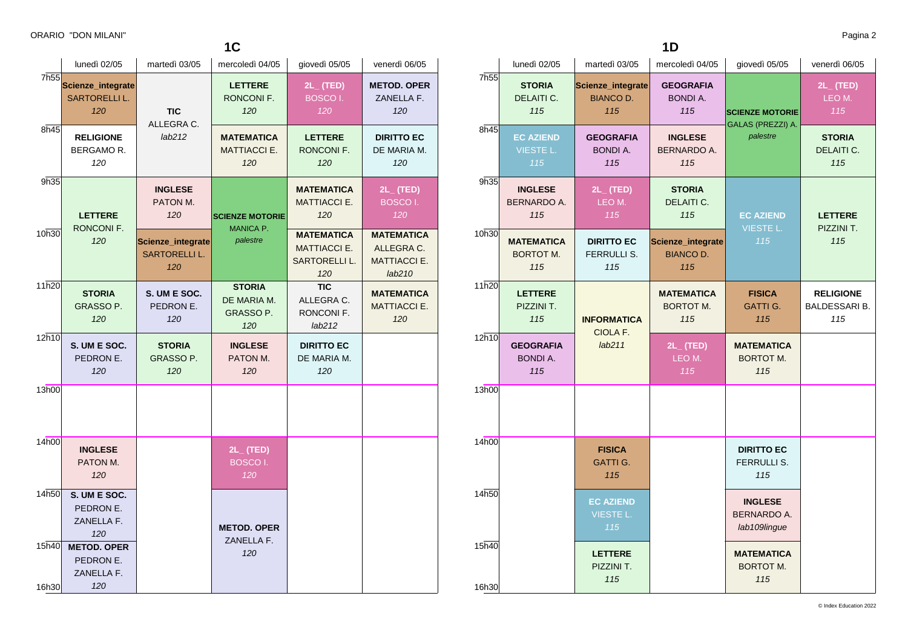ORARIO "DON MILANI"

## 1C

| | lunedì 02/05 | martedì 03/05 | mercoledì 04/05 | giovedì 05/05 | venerdì 06/05 |
|---|---|---|---|---|---|
| 7h55 | **Scienze_integrate** SARTORELLI L. *120* | **TIC** ALLEGRA C. *lab212* | **LETTERE** RONCONI F. *120* | **2L_ (TED)** BOSCO I. *120* | **METOD. OPER** ZANELLA F. *120* |
| 8h45 | **RELIGIONE** BERGAMO R. *120* | | **MATEMATICA** MATTIACCI E. *120* | **LETTERE** RONCONI F. *120* | **DIRITTO EC** DE MARIA M. *120* |
| 9h35 | **LETTERE** RONCONI F. *120* | **INGLESE** PATON M. *120* | **SCIENZE MOTORIE** MANICA P. *palestre* | **MATEMATICA** MATTIACCI E. *120* | **2L_ (TED)** BOSCO I. *120* |
| 10h30 | | **Scienze_integrate** SARTORELLI L. *120* | | **MATEMATICA** MATTIACCI E. SARTORELLI L. *120* | **MATEMATICA** ALLEGRA C. MATTIACCI E. *lab210* |
| 11h20 | **STORIA** GRASSO P. *120* | **S. UM E SOC.** PEDRON E. *120* | **STORIA** DE MARIA M. GRASSO P. *120* | **TIC** ALLEGRA C. RONCONI F. *lab212* | **MATEMATICA** MATTIACCI E. *120* |
| 12h10 | **S. UM E SOC.** PEDRON E. *120* | **STORIA** GRASSO P. *120* | **INGLESE** PATON M. *120* | **DIRITTO EC** DE MARIA M. *120* | |
| 13h00 | | | | | |
| 14h00 | **INGLESE** PATON M. *120* | | **2L_ (TED)** BOSCO I. *120* | | |
| 14h50 | **S. UM E SOC.** PEDRON E. ZANELLA F. *120* | | **METOD. OPER** ZANELLA F. *120* | | |
| 15h40 | **METOD. OPER** PEDRON E. ZANELLA F. *120* | | | | |
| 16h30 | | | | | |

## 1D

| | lunedì 02/05 | martedì 03/05 | mercoledì 04/05 | giovedì 05/05 | venerdì 06/05 |
|---|---|---|---|---|---|
| 7h55 | **STORIA** DELAITI C. *115* | **Scienze_integrate** BIANCO D. *115* | **GEOGRAFIA** BONDI A. *115* | **SCIENZE MOTORIE** GALAS (PREZZI) A. *palestre* | **2L_ (TED)** LEO M. *115* |
| 8h45 | **EC AZIEND** VIESTE L. *115* | **GEOGRAFIA** BONDI A. *115* | **INGLESE** BERNARDO A. *115* | | **STORIA** DELAITI C. *115* |
| 9h35 | **INGLESE** BERNARDO A. *115* | **2L_ (TED)** LEO M. *115* | **STORIA** DELAITI C. *115* | **EC AZIEND** VIESTE L. *115* | **LETTERE** PIZZINI T. *115* |
| 10h30 | **MATEMATICA** BORTOT M. *115* | **DIRITTO EC** FERRULLI S. *115* | **Scienze_integrate** BIANCO D. *115* | | |
| 11h20 | **LETTERE** PIZZINI T. *115* | **INFORMATICA** CIOLA F. *lab211* | **MATEMATICA** BORTOT M. *115* | **FISICA** GATTI G. *115* | **RELIGIONE** BALDESSARI B. *115* |
| 12h10 | **GEOGRAFIA** BONDI A. *115* | | **2L_ (TED)** LEO M. *115* | **MATEMATICA** BORTOT M. *115* | |
| 13h00 | | | | | |
| 14h00 | | **FISICA** GATTI G. *115* | | **DIRITTO EC** FERRULLI S. *115* | |
| 14h50 | | **EC AZIEND** VIESTE L. *115* | | **INGLESE** BERNARDO A. *lab109lingue* | |
| 15h40 | | **LETTERE** PIZZINI T. *115* | | **MATEMATICA** BORTOT M. *115* | |
| 16h30 | | | | | |

© Index Education 2022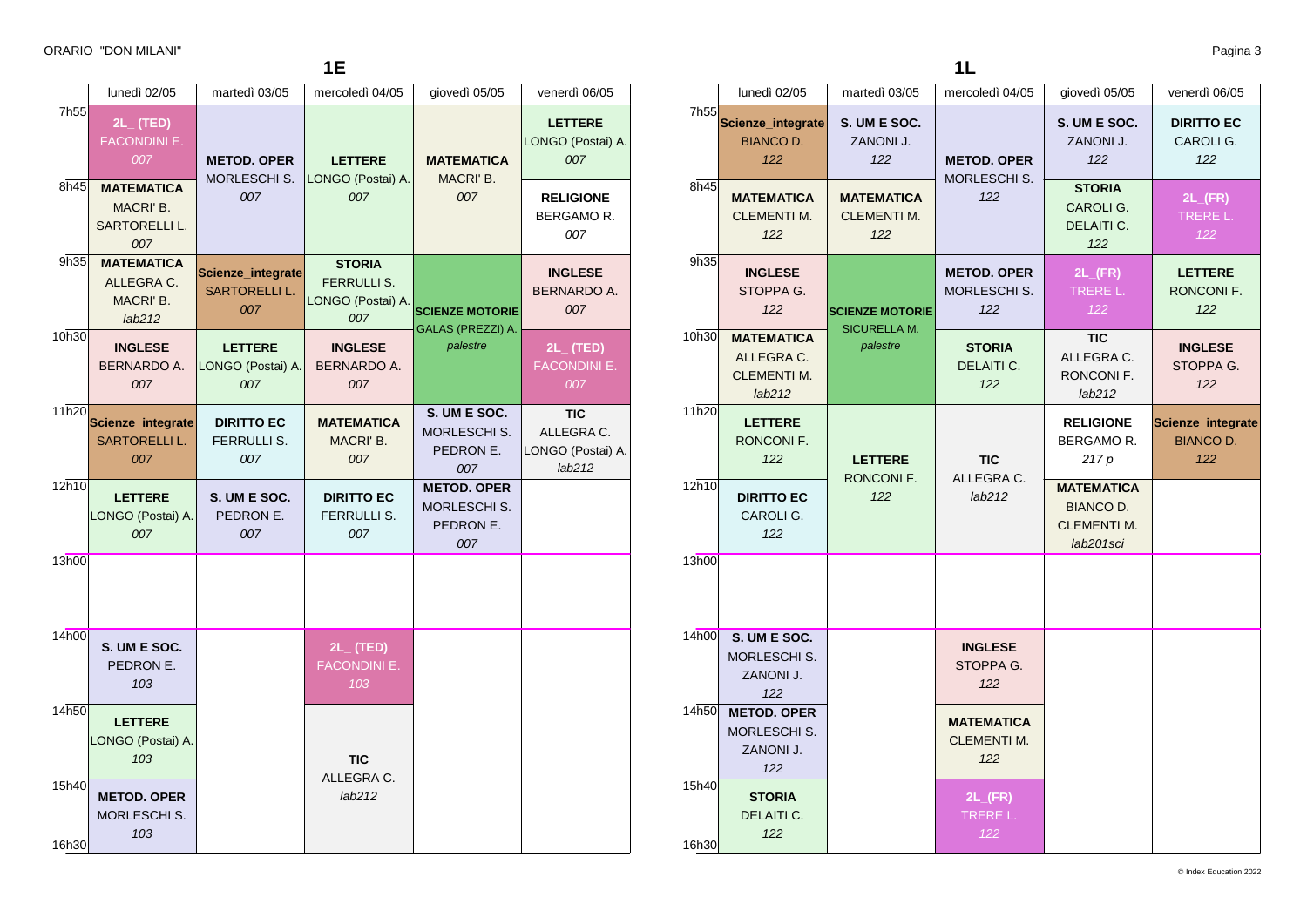ORARIO "DON MILANI"

## 1E

| | lunedì 02/05 | martedì 03/05 | mercoledì 04/05 | giovedì 05/05 | venerdì 06/05 |
|---|---|---|---|---|---|
| 7h55 | **2L_ (TED)** FACONDINI E. *007* | **METOD. OPER** MORLESCHI S. *007* | **LETTERE** LONGO (Postai) A. *007* | **MATEMATICA** MACRI' B. *007* | **LETTERE** LONGO (Postai) A. *007* |
| 8h45 | **MATEMATICA** MACRI' B. SARTORELLI L. *007* | | | | **RELIGIONE** BERGAMO R. *007* |
| 9h35 | **MATEMATICA** ALLEGRA C. MACRI' B. *lab212* | **Scienze_integrate** SARTORELLI L. *007* | **STORIA** FERRULLI S. LONGO (Postai) A. *007* | **SCIENZE MOTORIE** GALAS (PREZZI) A. *palestre* | **INGLESE** BERNARDO A. *007* |
| 10h30 | **INGLESE** BERNARDO A. *007* | **LETTERE** LONGO (Postai) A. *007* | **INGLESE** BERNARDO A. *007* | | **2L_ (TED)** FACONDINI E. *007* |
| 11h20 | **Scienze_integrate** SARTORELLI L. *007* | **DIRITTO EC** FERRULLI S. *007* | **MATEMATICA** MACRI' B. *007* | **S. UM E SOC.** MORLESCHI S. PEDRON E. *007* | **TIC** ALLEGRA C. LONGO (Postai) A. *lab212* |
| 12h10 | **LETTERE** LONGO (Postai) A. *007* | **S. UM E SOC.** PEDRON E. *007* | **DIRITTO EC** FERRULLI S. *007* | **METOD. OPER** MORLESCHI S. PEDRON E. *007* | |
| 13h00 | | | | | |
| 14h00 | **S. UM E SOC.** PEDRON E. *103* | | **2L_ (TED)** FACONDINI E. *103* | | |
| 14h50 | **LETTERE** LONGO (Postai) A. *103* | | **TIC** ALLEGRA C. *lab212* | | |
| 15h40 | **METOD. OPER** MORLESCHI S. *103* | | | | |
| 16h30 | | | | | |

## 1L

| | lunedì 02/05 | martedì 03/05 | mercoledì 04/05 | giovedì 05/05 | venerdì 06/05 |
|---|---|---|---|---|---|
| 7h55 | **Scienze_integrate** BIANCO D. *122* | **S. UM E SOC.** ZANONI J. *122* | **METOD. OPER** MORLESCHI S. *122* | **S. UM E SOC.** ZANONI J. *122* | **DIRITTO EC** CAROLI G. *122* |
| 8h45 | **MATEMATICA** CLEMENTI M. *122* | **MATEMATICA** CLEMENTI M. *122* | | **STORIA** CAROLI G. DELAITI C. *122* | **2L_(FR)** TRERE L. *122* |
| 9h35 | **INGLESE** STOPPA G. *122* | **SCIENZE MOTORIE** SICURELLA M. *palestre* | **METOD. OPER** MORLESCHI S. *122* | **2L_(FR)** TRERE L. *122* | **LETTERE** RONCONI F. *122* |
| 10h30 | **MATEMATICA** ALLEGRA C. CLEMENTI M. *lab212* | | **STORIA** DELAITI C. *122* | **TIC** ALLEGRA C. RONCONI F. *lab212* | **INGLESE** STOPPA G. *122* |
| 11h20 | **LETTERE** RONCONI F. *122* | **LETTERE** RONCONI F. *122* | **TIC** ALLEGRA C. *lab212* | **RELIGIONE** BERGAMO R. *217 p* | **Scienze_integrate** BIANCO D. *122* |
| 12h10 | **DIRITTO EC** CAROLI G. *122* | | | **MATEMATICA** BIANCO D. CLEMENTI M. *lab201sci* | |
| 13h00 | | | | | |
| 14h00 | **S. UM E SOC.** MORLESCHI S. ZANONI J. *122* | | **INGLESE** STOPPA G. *122* | | |
| 14h50 | **METOD. OPER** MORLESCHI S. ZANONI J. *122* | | **MATEMATICA** CLEMENTI M. *122* | | |
| 15h40 | **STORIA** DELAITI C. *122* | | **2L_(FR)** TRERE L. *122* | | |
| 16h30 | | | | | |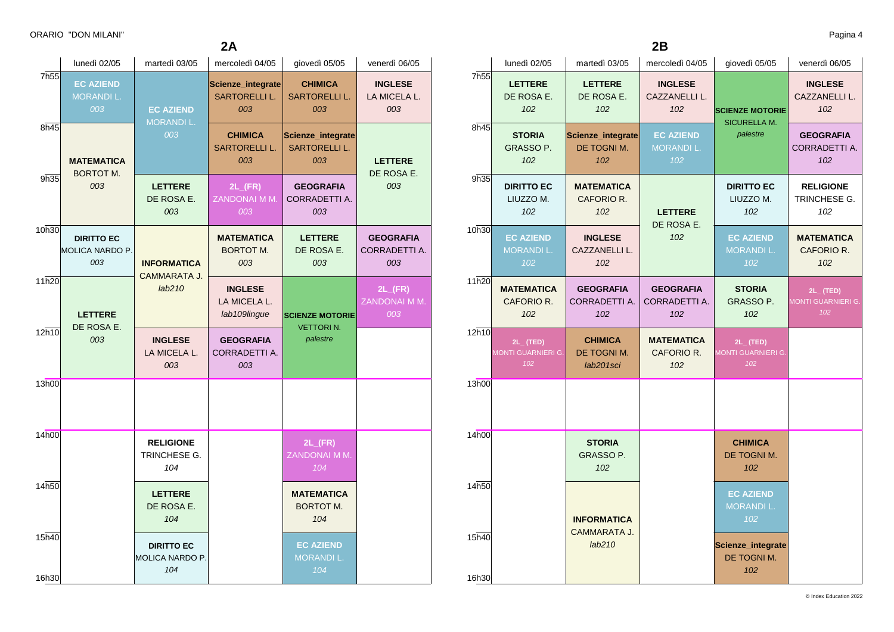ORARIO "DON MILANI"

## 2A

| | lunedì 02/05 | martedì 03/05 | mercoledì 04/05 | giovedì 05/05 | venerdì 06/05 |
|---|---|---|---|---|---|
| 7h55 | **EC AZIEND** MORANDI L. *003* | **EC AZIEND** MORANDI L. *003* | **Scienze_integrate** SARTORELLI L. *003* | **CHIMICA** SARTORELLI L. *003* | **INGLESE** LA MICELA L. *003* |
| 8h45 | **MATEMATICA** BORTOT M. *003* | **EC AZIEND** MORANDI L. *003* | **CHIMICA** SARTORELLI L. *003* | **Scienze_integrate** SARTORELLI L. *003* | **LETTERE** DE ROSA E. *003* |
| 9h35 | **MATEMATICA** BORTOT M. *003* | **LETTERE** DE ROSA E. *003* | **2L_(FR)** ZANDONAI M M. *003* | **GEOGRAFIA** CORRADETTI A. *003* | **LETTERE** DE ROSA E. *003* |
| 10h30 | **DIRITTO EC** MOLICA NARDO P. *003* | **INFORMATICA** CAMMARATA J. *lab210* | **MATEMATICA** BORTOT M. *003* | **LETTERE** DE ROSA E. *003* | **GEOGRAFIA** CORRADETTI A. *003* |
| 11h20 | **LETTERE** DE ROSA E. *003* | **INFORMATICA** CAMMARATA J. *lab210* | **INGLESE** LA MICELA L. *lab109lingue* | **SCIENZE MOTORIE** VETTORI N. *palestre* | **2L_(FR)** ZANDONAI M M. *003* |
| 12h10 | **LETTERE** DE ROSA E. *003* | **INGLESE** LA MICELA L. *003* | **GEOGRAFIA** CORRADETTI A. *003* | **SCIENZE MOTORIE** VETTORI N. *palestre* | |
| 13h00 | | | | | |
| 14h00 | | **RELIGIONE** TRINCHESE G. *104* | | **2L_(FR)** ZANDONAI M M. *104* | |
| 14h50 | | **LETTERE** DE ROSA E. *104* | | **MATEMATICA** BORTOT M. *104* | |
| 15h40 | | **DIRITTO EC** MOLICA NARDO P. *104* | | **EC AZIEND** MORANDI L. *104* | |
| 16h30 | | | | | |

## 2B

| | lunedì 02/05 | martedì 03/05 | mercoledì 04/05 | giovedì 05/05 | venerdì 06/05 |
|---|---|---|---|---|---|
| 7h55 | **LETTERE** DE ROSA E. *102* | **LETTERE** DE ROSA E. *102* | **INGLESE** CAZZANELLI L. *102* | **SCIENZE MOTORIE** SICURELLA M. *palestre* | **INGLESE** CAZZANELLI L. *102* |
| 8h45 | **STORIA** GRASSO P. *102* | **Scienze_integrate** DE TOGNI M. *102* | **EC AZIEND** MORANDI L. *102* | **SCIENZE MOTORIE** SICURELLA M. *palestre* | **GEOGRAFIA** CORRADETTI A. *102* |
| 9h35 | **DIRITTO EC** LIUZZO M. *102* | **MATEMATICA** CAFORIO R. *102* | **LETTERE** DE ROSA E. *102* | **DIRITTO EC** LIUZZO M. *102* | **RELIGIONE** TRINCHESE G. *102* |
| 10h30 | **EC AZIEND** MORANDI L. *102* | **INGLESE** CAZZANELLI L. *102* | **LETTERE** DE ROSA E. *102* | **EC AZIEND** MORANDI L. *102* | **MATEMATICA** CAFORIO R. *102* |
| 11h20 | **MATEMATICA** CAFORIO R. *102* | **GEOGRAFIA** CORRADETTI A. *102* | **GEOGRAFIA** CORRADETTI A. *102* | **STORIA** GRASSO P. *102* | **2L_ (TED)** MONTI GUARNIERI G. *102* |
| 12h10 | **2L_ (TED)** MONTI GUARNIERI G. *102* | **CHIMICA** DE TOGNI M. *lab201sci* | **MATEMATICA** CAFORIO R. *102* | **2L_ (TED)** MONTI GUARNIERI G. *102* | |
| 13h00 | | | | | |
| 14h00 | | **STORIA** GRASSO P. *102* | | **CHIMICA** DE TOGNI M. *102* | |
| 14h50 | | **INFORMATICA** CAMMARATA J. *lab210* | | **EC AZIEND** MORANDI L. *102* | |
| 15h40 | | **INFORMATICA** CAMMARATA J. *lab210* | | **Scienze_integrate** DE TOGNI M. *102* | |
| 16h30 | | | | | |

© Index Education 2022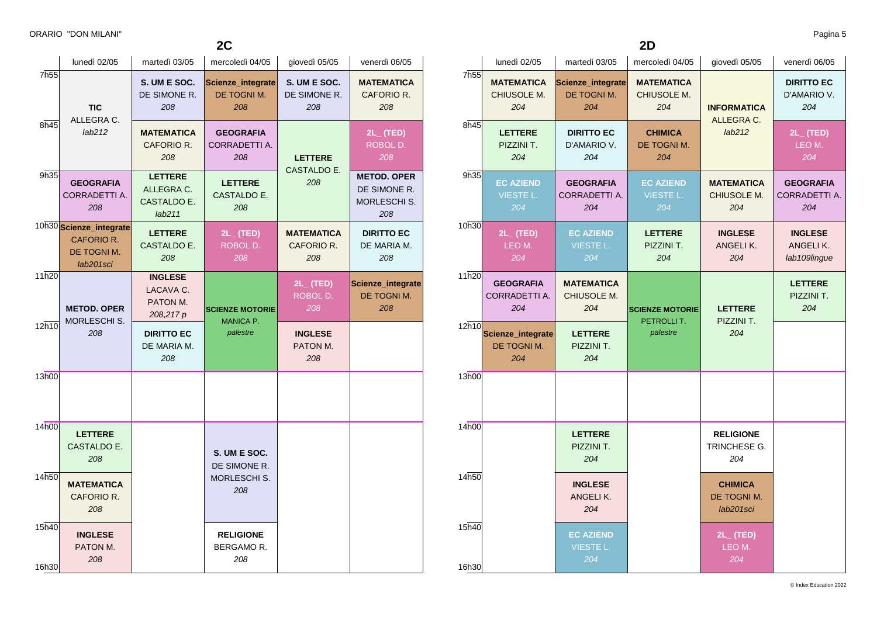ORARIO "DON MILANI"

## 2C

| | lunedì 02/05 | martedì 03/05 | mercoledì 04/05 | giovedì 05/05 | venerdì 06/05 |
|---|---|---|---|---|---|
| 7h55 | **TIC** ALLEGRA C. *lab212* | **S. UM E SOC.** DE SIMONE R. *208* | **Scienze_integrate** DE TOGNI M. *208* | **S. UM E SOC.** DE SIMONE R. *208* | **MATEMATICA** CAFORIO R. *208* |
| 8h45 | | **MATEMATICA** CAFORIO R. *208* | **GEOGRAFIA** CORRADETTI A. *208* | **LETTERE** CASTALDO E. *208* | **2L_ (TED)** ROBOL D. *208* |
| 9h35 | **GEOGRAFIA** CORRADETTI A. *208* | **LETTERE** ALLEGRA C. CASTALDO E. *lab211* | **LETTERE** CASTALDO E. *208* | | **METOD. OPER** DE SIMONE R. MORLESCHI S. *208* |
| 10h30 | **Scienze_integrate** CAFORIO R. DE TOGNI M. *lab201sci* | **LETTERE** CASTALDO E. *208* | **2L_ (TED)** ROBOL D. *208* | **MATEMATICA** CAFORIO R. *208* | **DIRITTO EC** DE MARIA M. *208* |
| 11h20 | **METOD. OPER** MORLESCHI S. *208* | **INGLESE** LACAVA C. PATON M. *208,217 p* | **SCIENZE MOTORIE** MANICA P. *palestre* | **2L_ (TED)** ROBOL D. *208* | **Scienze_integrate** DE TOGNI M. *208* |
| 12h10 | | **DIRITTO EC** DE MARIA M. *208* | | **INGLESE** PATON M. *208* | |
| 13h00 | | | | | |
| 14h00 | **LETTERE** CASTALDO E. *208* | | **S. UM E SOC.** DE SIMONE R. MORLESCHI S. *208* | | |
| 14h50 | **MATEMATICA** CAFORIO R. *208* | | | | |
| 15h40 | **INGLESE** PATON M. *208* | | **RELIGIONE** BERGAMO R. *208* | | |
| 16h30 | | | | | |

## 2D

| | lunedì 02/05 | martedì 03/05 | mercoledì 04/05 | giovedì 05/05 | venerdì 06/05 |
|---|---|---|---|---|---|
| 7h55 | **MATEMATICA** CHIUSOLE M. *204* | **Scienze_integrate** DE TOGNI M. *204* | **MATEMATICA** CHIUSOLE M. *204* | **INFORMATICA** ALLEGRA C. *lab212* | **DIRITTO EC** D'AMARIO V. *204* |
| 8h45 | **LETTERE** PIZZINI T. *204* | **DIRITTO EC** D'AMARIO V. *204* | **CHIMICA** DE TOGNI M. *204* | | **2L_ (TED)** LEO M. *204* |
| 9h35 | **EC AZIEND** VIESTE L. *204* | **GEOGRAFIA** CORRADETTI A. *204* | **EC AZIEND** VIESTE L. *204* | **MATEMATICA** CHIUSOLE M. *204* | **GEOGRAFIA** CORRADETTI A. *204* |
| 10h30 | **2L_ (TED)** LEO M. *204* | **EC AZIEND** VIESTE L. *204* | **LETTERE** PIZZINI T. *204* | **INGLESE** ANGELI K. *204* | **INGLESE** ANGELI K. *lab109lingue* |
| 11h20 | **GEOGRAFIA** CORRADETTI A. *204* | **MATEMATICA** CHIUSOLE M. *204* | **SCIENZE MOTORIE** PETROLLI T. *palestre* | **LETTERE** PIZZINI T. *204* | **LETTERE** PIZZINI T. *204* |
| 12h10 | **Scienze_integrate** DE TOGNI M. *204* | **LETTERE** PIZZINI T. *204* | | | |
| 13h00 | | | | | |
| 14h00 | | **LETTERE** PIZZINI T. *204* | | **RELIGIONE** TRINCHESE G. *204* | |
| 14h50 | | **INGLESE** ANGELI K. *204* | | **CHIMICA** DE TOGNI M. *lab201sci* | |
| 15h40 | | **EC AZIEND** VIESTE L. *204* | | **2L_ (TED)** LEO M. *204* | |
| 16h30 | | | | | |

© Index Education 2022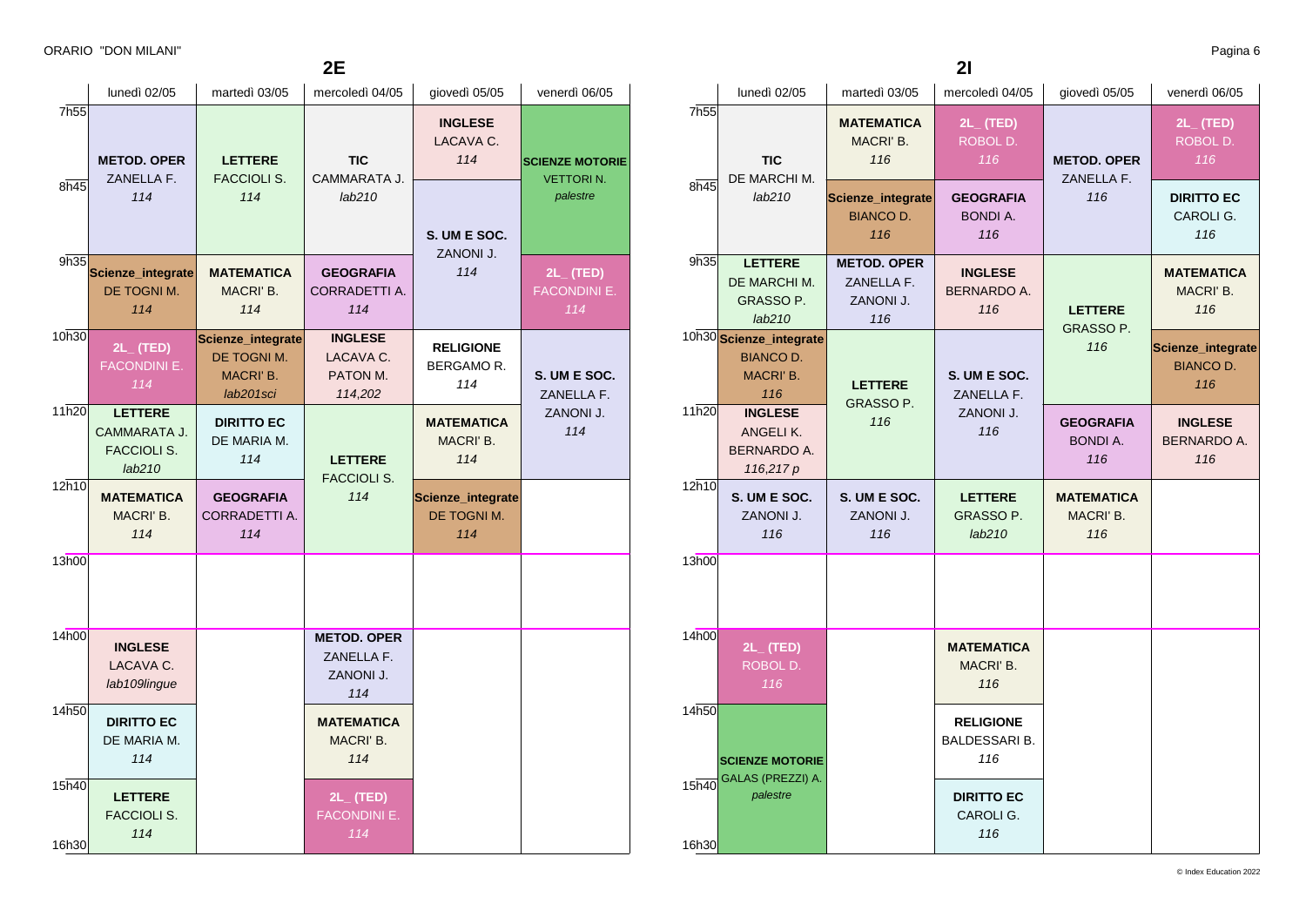ORARIO "DON MILANI"

## 2E

| | lunedì 02/05 | martedì 03/05 | mercoledì 04/05 | giovedì 05/05 | venerdì 06/05 |
|---|---|---|---|---|---|
| 7h55 | **METOD. OPER** ZANELLA F. *114* | **LETTERE** FACCIOLI S. *114* | **TIC** CAMMARATA J. *lab210* | **INGLESE** LACAVA C. *114* | **SCIENZE MOTORIE** VETTORI N. *palestre* |
| 8h45 | | | | **S. UM E SOC.** ZANONI J. *114* | |
| 9h35 | **Scienze_integrate** DE TOGNI M. *114* | **MATEMATICA** MACRI' B. *114* | **GEOGRAFIA** CORRADETTI A. *114* | | **2L_ (TED)** FACONDINI E. *114* |
| 10h30 | **2L_ (TED)** FACONDINI E. *114* | **Scienze_integrate** DE TOGNI M. MACRI' B. *lab201sci* | **INGLESE** LACAVA C. PATON M. *114,202* | **RELIGIONE** BERGAMO R. *114* | **S. UM E SOC.** ZANELLA F. ZANONI J. *114* |
| 11h20 | **LETTERE** CAMMARATA J. FACCIOLI S. *lab210* | **DIRITTO EC** DE MARIA M. *114* | **LETTERE** FACCIOLI S. *114* | **MATEMATICA** MACRI' B. *114* | |
| 12h10 | **MATEMATICA** MACRI' B. *114* | **GEOGRAFIA** CORRADETTI A. *114* | | **Scienze_integrate** DE TOGNI M. *114* | |
| 13h00 | | | | | |
| 14h00 | **INGLESE** LACAVA C. *lab109lingue* | | **METOD. OPER** ZANELLA F. ZANONI J. *114* | | |
| 14h50 | **DIRITTO EC** DE MARIA M. *114* | | **MATEMATICA** MACRI' B. *114* | | |
| 15h40 | **LETTERE** FACCIOLI S. *114* | | **2L_ (TED)** FACONDINI E. *114* | | |
| 16h30 | | | | | |

## 2I

| | lunedì 02/05 | martedì 03/05 | mercoledì 04/05 | giovedì 05/05 | venerdì 06/05 |
|---|---|---|---|---|---|
| 7h55 | **TIC** DE MARCHI M. *lab210* | **MATEMATICA** MACRI' B. *116* | **2L_ (TED)** ROBOL D. *116* | **METOD. OPER** ZANELLA F. *116* | **2L_ (TED)** ROBOL D. *116* |
| 8h45 | | **Scienze_integrate** BIANCO D. *116* | **GEOGRAFIA** BONDI A. *116* | | **DIRITTO EC** CAROLI G. *116* |
| 9h35 | **LETTERE** DE MARCHI M. GRASSO P. *lab210* | **METOD. OPER** ZANELLA F. ZANONI J. *116* | **INGLESE** BERNARDO A. *116* | **LETTERE** GRASSO P. *116* | **MATEMATICA** MACRI' B. *116* |
| 10h30 | **Scienze_integrate** BIANCO D. MACRI' B. *116* | **LETTERE** GRASSO P. *116* | **S. UM E SOC.** ZANELLA F. ZANONI J. *116* | | **Scienze_integrate** BIANCO D. *116* |
| 11h20 | **INGLESE** ANGELI K. BERNARDO A. *116,217 p* | | | **GEOGRAFIA** BONDI A. *116* | **INGLESE** BERNARDO A. *116* |
| 12h10 | **S. UM E SOC.** ZANONI J. *116* | **S. UM E SOC.** ZANONI J. *116* | **LETTERE** GRASSO P. *lab210* | **MATEMATICA** MACRI' B. *116* | |
| 13h00 | | | | | |
| 14h00 | **2L_ (TED)** ROBOL D. *116* | | **MATEMATICA** MACRI' B. *116* | | |
| 14h50 | **SCIENZE MOTORIE** GALAS (PREZZI) A. *palestre* | | **RELIGIONE** BALDESSARI B. *116* | | |
| 15h40 | | | **DIRITTO EC** CAROLI G. *116* | | |
| 16h30 | | | | | |

© Index Education 2022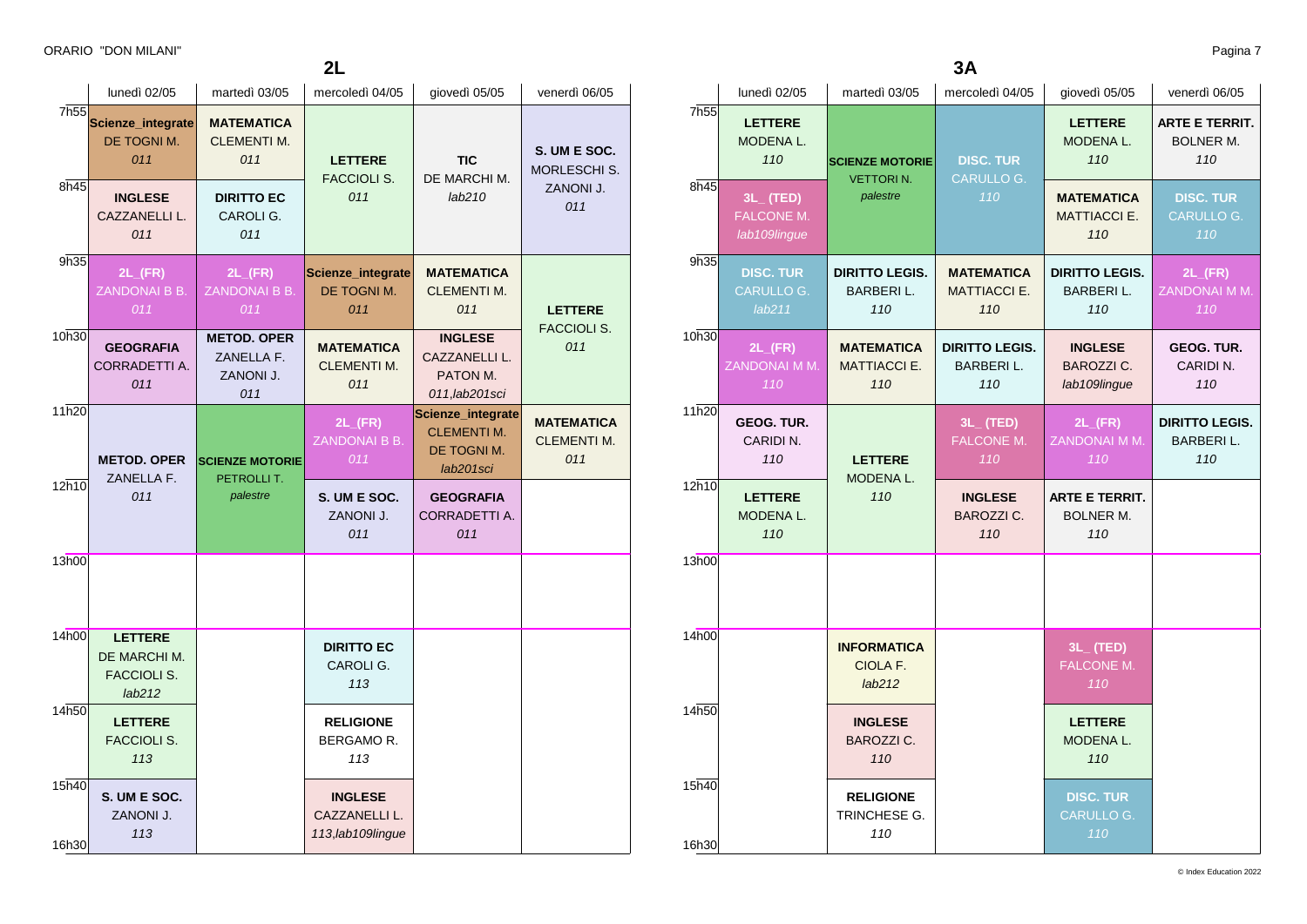ORARIO "DON MILANI"

## 2L

| | lunedì 02/05 | martedì 03/05 | mercoledì 04/05 | giovedì 05/05 | venerdì 06/05 |
|---|---|---|---|---|---|
| 7h55 | **Scienze_integrate** DE TOGNI M. *011* | **MATEMATICA** CLEMENTI M. *011* | **LETTERE** FACCIOLI S. *011* | **TIC** DE MARCHI M. *lab210* | **S. UM E SOC.** MORLESCHI S. ZANONI J. *011* |
| 8h45 | **INGLESE** CAZZANELLI L. *011* | **DIRITTO EC** CAROLI G. *011* | | | |
| 9h35 | **2L_(FR)** ZANDONAI B B. *011* | **2L_(FR)** ZANDONAI B B. *011* | **Scienze_integrate** DE TOGNI M. *011* | **MATEMATICA** CLEMENTI M. *011* | **LETTERE** FACCIOLI S. *011* |
| 10h30 | **GEOGRAFIA** CORRADETTI A. *011* | **METOD. OPER** ZANELLA F. ZANONI J. *011* | **MATEMATICA** CLEMENTI M. *011* | **INGLESE** CAZZANELLI L. PATON M. *011,lab201sci* | |
| 11h20 | **METOD. OPER** ZANELLA F. *011* | **SCIENZE MOTORIE** PETROLLI T. *palestre* | **2L_(FR)** ZANDONAI B B. *011* | **Scienze_integrate** CLEMENTI M. DE TOGNI M. *lab201sci* | **MATEMATICA** CLEMENTI M. *011* |
| 12h10 | | | **S. UM E SOC.** ZANONI J. *011* | **GEOGRAFIA** CORRADETTI A. *011* | |
| 13h00 | | | | | |
| 14h00 | **LETTERE** DE MARCHI M. FACCIOLI S. *lab212* | | **DIRITTO EC** CAROLI G. *113* | | |
| 14h50 | **LETTERE** FACCIOLI S. *113* | | **RELIGIONE** BERGAMO R. *113* | | |
| 15h40 | **S. UM E SOC.** ZANONI J. *113* | | **INGLESE** CAZZANELLI L. *113,lab109lingue* | | |
| 16h30 | | | | | |

## 3A

| | lunedì 02/05 | martedì 03/05 | mercoledì 04/05 | giovedì 05/05 | venerdì 06/05 |
|---|---|---|---|---|---|
| 7h55 | **LETTERE** MODENA L. *110* | **SCIENZE MOTORIE** VETTORI N. *palestre* | **DISC. TUR** CARULLO G. *110* | **LETTERE** MODENA L. *110* | **ARTE E TERRIT.** BOLNER M. *110* |
| 8h45 | **3L_(TED)** FALCONE M. *lab109lingue* | | | **MATEMATICA** MATTIACCI E. *110* | **DISC. TUR** CARULLO G. *110* |
| 9h35 | **DISC. TUR** CARULLO G. *lab211* | **DIRITTO LEGIS.** BARBERI L. *110* | **MATEMATICA** MATTIACCI E. *110* | **DIRITTO LEGIS.** BARBERI L. *110* | **2L_(FR)** ZANDONAI M M. *110* |
| 10h30 | **2L_(FR)** ZANDONAI M M. *110* | **MATEMATICA** MATTIACCI E. *110* | **DIRITTO LEGIS.** BARBERI L. *110* | **INGLESE** BAROZZI C. *lab109lingue* | **GEOG. TUR.** CARIDI N. *110* |
| 11h20 | **GEOG. TUR.** CARIDI N. *110* | **LETTERE** MODENA L. *110* | **3L_(TED)** FALCONE M. *110* | **2L_(FR)** ZANDONAI M M. *110* | **DIRITTO LEGIS.** BARBERI L. *110* |
| 12h10 | **LETTERE** MODENA L. *110* | | **INGLESE** BAROZZI C. *110* | **ARTE E TERRIT.** BOLNER M. *110* | |
| 13h00 | | | | | |
| 14h00 | | **INFORMATICA** CIOLA F. *lab212* | | **3L_(TED)** FALCONE M. *110* | |
| 14h50 | | **INGLESE** BAROZZI C. *110* | | **LETTERE** MODENA L. *110* | |
| 15h40 | | **RELIGIONE** TRINCHESE G. *110* | | **DISC. TUR** CARULLO G. *110* | |
| 16h30 | | | | | |

© Index Education 2022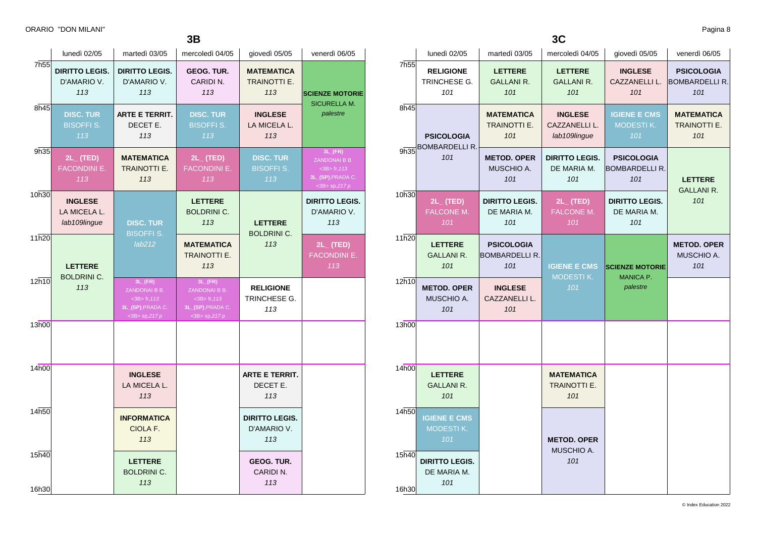ORARIO "DON MILANI"

## 3B

| | lunedì 02/05 | martedì 03/05 | mercoledì 04/05 | giovedì 05/05 | venerdì 06/05 |
|---|---|---|---|---|---|
| 7h55 | **DIRITTO LEGIS.** D'AMARIO V. *113* | **DIRITTO LEGIS.** D'AMARIO V. *113* | **GEOG. TUR.** CARIDI N. *113* | **MATEMATICA** TRAINOTTI E. *113* | **SCIENZE MOTORIE** SICURELLA M. *palestre* |
| 8h45 | **DISC. TUR** BISOFFI S. *113* | **ARTE E TERRIT.** DECET E. *113* | **DISC. TUR** BISOFFI S. *113* | **INGLESE** LA MICELA L. *113* | |
| 9h35 | **2L_ (TED)** FACONDINI E. *113* | **MATEMATICA** TRAINOTTI E. *113* | **2L_ (TED)** FACONDINI E. *113* | **DISC. TUR** BISOFFI S. *113* | **3L_(FR)** ZANDONAI B B. <3B> fr,*113* **3L_(SP)**,PRADA C. <3B> sp,*217 p* |
| 10h30 | **INGLESE** LA MICELA L. *lab109lingue* | **DISC. TUR** BISOFFI S. *lab212* | **LETTERE** BOLDRINI C. *113* | **LETTERE** BOLDRINI C. *113* | **DIRITTO LEGIS.** D'AMARIO V. *113* |
| 11h20 | **LETTERE** BOLDRINI C. *113* | | **MATEMATICA** TRAINOTTI E. *113* | | **2L_ (TED)** FACONDINI E. *113* |
| 12h10 | | **3L_(FR)** ZANDONAI B B. <3B> fr,*113* **3L_(SP)**,PRADA C. <3B> sp,*217 p* | **3L_(FR)** ZANDONAI B B. <3B> fr,*113* **3L_(SP)**,PRADA C. <3B> sp,*217 p* | **RELIGIONE** TRINCHESE G. *113* | |
| 13h00 | | | | | |
| 14h00 | | **INGLESE** LA MICELA L. *113* | | **ARTE E TERRIT.** DECET E. *113* | |
| 14h50 | | **INFORMATICA** CIOLA F. *113* | | **DIRITTO LEGIS.** D'AMARIO V. *113* | |
| 15h40 | | **LETTERE** BOLDRINI C. *113* | | **GEOG. TUR.** CARIDI N. *113* | |
| 16h30 | | | | | |

## 3C

| | lunedì 02/05 | martedì 03/05 | mercoledì 04/05 | giovedì 05/05 | venerdì 06/05 |
|---|---|---|---|---|---|
| 7h55 | **RELIGIONE** TRINCHESE G. *101* | **LETTERE** GALLANI R. *101* | **LETTERE** GALLANI R. *101* | **INGLESE** CAZZANELLI L. *101* | **PSICOLOGIA** BOMBARDELLI R. *101* |
| 8h45 | **PSICOLOGIA** BOMBARDELLI R. *101* | **MATEMATICA** TRAINOTTI E. *101* | **INGLESE** CAZZANELLI L. *lab109lingue* | **IGIENE E CMS** MODESTI K. *101* | **MATEMATICA** TRAINOTTI E. *101* |
| 9h35 | | **METOD. OPER** MUSCHIO A. *101* | **DIRITTO LEGIS.** DE MARIA M. *101* | **PSICOLOGIA** BOMBARDELLI R. *101* | **LETTERE** GALLANI R. *101* |
| 10h30 | **2L_ (TED)** FALCONE M. *101* | **DIRITTO LEGIS.** DE MARIA M. *101* | **2L_ (TED)** FALCONE M. *101* | **DIRITTO LEGIS.** DE MARIA M. *101* | |
| 11h20 | **LETTERE** GALLANI R. *101* | **PSICOLOGIA** BOMBARDELLI R. *101* | **IGIENE E CMS** MODESTI K. *101* | **SCIENZE MOTORIE** MANICA P. *palestre* | **METOD. OPER** MUSCHIO A. *101* |
| 12h10 | **METOD. OPER** MUSCHIO A. *101* | **INGLESE** CAZZANELLI L. *101* | | | |
| 13h00 | | | | | |
| 14h00 | **LETTERE** GALLANI R. *101* | | **MATEMATICA** TRAINOTTI E. *101* | | |
| 14h50 | **IGIENE E CMS** MODESTI K. *101* | | **METOD. OPER** MUSCHIO A. *101* | | |
| 15h40 | **DIRITTO LEGIS.** DE MARIA M. *101* | | | | |
| 16h30 | | | | | |

© Index Education 2022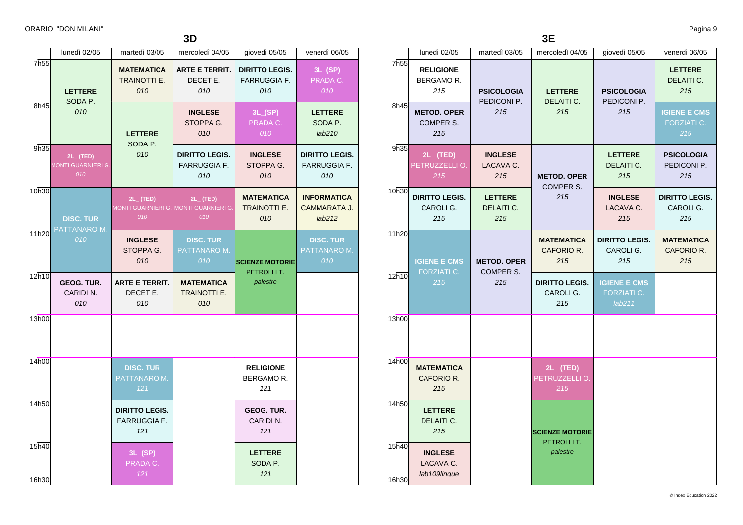ORARIO "DON MILANI"

## 3D

| | lunedì 02/05 | martedì 03/05 | mercoledì 04/05 | giovedì 05/05 | venerdì 06/05 |
|---|---|---|---|---|---|
| 7h55 | **LETTERE** SODA P. *010* | **MATEMATICA** TRAINOTTI E. *010* | **ARTE E TERRIT.** DECET E. *010* | **DIRITTO LEGIS.** FARRUGGIA F. *010* | **3L_(SP)** PRADA C. *010* |
| 8h45 | | **LETTERE** SODA P. *010* | **INGLESE** STOPPA G. *010* | **3L_(SP)** PRADA C. *010* | **LETTERE** SODA P. *lab210* |
| 9h35 | **2L_ (TED)** MONTI GUARNIERI G. *010* | | **DIRITTO LEGIS.** FARRUGGIA F. *010* | **INGLESE** STOPPA G. *010* | **DIRITTO LEGIS.** FARRUGGIA F. *010* |
| 10h30 | **DISC. TUR** PATTANARO M. *010* | **2L_ (TED)** MONTI GUARNIERI G. *010* | **2L_ (TED)** MONTI GUARNIERI G. *010* | **MATEMATICA** TRAINOTTI E. *010* | **INFORMATICA** CAMMARATA J. *lab212* |
| 11h20 | | **INGLESE** STOPPA G. *010* | **DISC. TUR** PATTANARO M. *010* | **SCIENZE MOTORIE** PETROLLI T. *palestre* | **DISC. TUR** PATTANARO M. *010* |
| 12h10 | **GEOG. TUR.** CARIDI N. *010* | **ARTE E TERRIT.** DECET E. *010* | **MATEMATICA** TRAINOTTI E. *010* | | |
| 13h00 | | | | | |
| 14h00 | | **DISC. TUR** PATTANARO M. *121* | | **RELIGIONE** BERGAMO R. *121* | |
| 14h50 | | **DIRITTO LEGIS.** FARRUGGIA F. *121* | | **GEOG. TUR.** CARIDI N. *121* | |
| 15h40 | | **3L_(SP)** PRADA C. *121* | | **LETTERE** SODA P. *121* | |
| 16h30 | | | | | |

## 3E

| | lunedì 02/05 | martedì 03/05 | mercoledì 04/05 | giovedì 05/05 | venerdì 06/05 |
|---|---|---|---|---|---|
| 7h55 | **RELIGIONE** BERGAMO R. *215* | **PSICOLOGIA** PEDICONI P. *215* | **LETTERE** DELAITI C. *215* | **PSICOLOGIA** PEDICONI P. *215* | **LETTERE** DELAITI C. *215* |
| 8h45 | **METOD. OPER** COMPER S. *215* | | | | **IGIENE E CMS** FORZIATI C. *215* |
| 9h35 | **2L_ (TED)** PETRUZZELLI O. *215* | **INGLESE** LACAVA C. *215* | **METOD. OPER** COMPER S. *215* | **LETTERE** DELAITI C. *215* | **PSICOLOGIA** PEDICONI P. *215* |
| 10h30 | **DIRITTO LEGIS.** CAROLI G. *215* | **LETTERE** DELAITI C. *215* | | **INGLESE** LACAVA C. *215* | **DIRITTO LEGIS.** CAROLI G. *215* |
| 11h20 | **IGIENE E CMS** FORZIATI C. *215* | **METOD. OPER** COMPER S. *215* | **MATEMATICA** CAFORIO R. *215* | **DIRITTO LEGIS.** CAROLI G. *215* | **MATEMATICA** CAFORIO R. *215* |
| 12h10 | | | **DIRITTO LEGIS.** CAROLI G. *215* | **IGIENE E CMS** FORZIATI C. *lab211* | |
| 13h00 | | | | | |
| 14h00 | **MATEMATICA** CAFORIO R. *215* | | **2L_ (TED)** PETRUZZELLI O. *215* | | |
| 14h50 | **LETTERE** DELAITI C. *215* | | **SCIENZE MOTORIE** PETROLLI T. *palestre* | | |
| 15h40 | **INGLESE** LACAVA C. *lab109lingue* | | | | |
| 16h30 | | | | | |

© Index Education 2022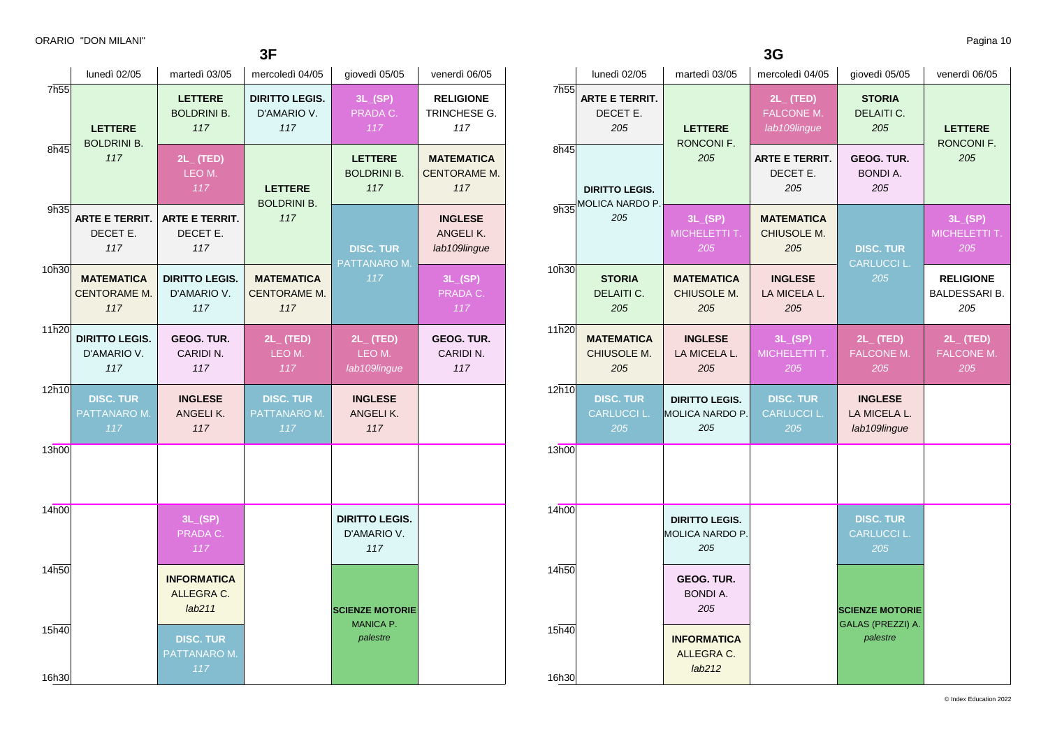ORARIO "DON MILANI"

## 3F

| | lunedì 02/05 | martedì 03/05 | mercoledì 04/05 | giovedì 05/05 | venerdì 06/05 |
|---|---|---|---|---|---|
| 7h55 | **LETTERE** BOLDRINI B. *117* | **LETTERE** BOLDRINI B. *117* | **DIRITTO LEGIS.** D'AMARIO V. *117* | **3L_(SP)** PRADA C. *117* | **RELIGIONE** TRINCHESE G. *117* |
| 8h45 | | **2L_ (TED)** LEO M. *117* | **LETTERE** BOLDRINI B. *117* | **LETTERE** BOLDRINI B. *117* | **MATEMATICA** CENTORAME M. *117* |
| 9h35 | **ARTE E TERRIT.** DECET E. *117* | **ARTE E TERRIT.** DECET E. *117* | | **DISC. TUR** PATTANARO M. *117* | **INGLESE** ANGELI K. *lab109lingue* |
| 10h30 | **MATEMATICA** CENTORAME M. *117* | **DIRITTO LEGIS.** D'AMARIO V. *117* | **MATEMATICA** CENTORAME M. *117* | | **3L_(SP)** PRADA C. *117* |
| 11h20 | **DIRITTO LEGIS.** D'AMARIO V. *117* | **GEOG. TUR.** CARIDI N. *117* | **2L_ (TED)** LEO M. *117* | **2L_ (TED)** LEO M. *lab109lingue* | **GEOG. TUR.** CARIDI N. *117* |
| 12h10 | **DISC. TUR** PATTANARO M. *117* | **INGLESE** ANGELI K. *117* | **DISC. TUR** PATTANARO M. *117* | **INGLESE** ANGELI K. *117* | |
| 13h00 | | | | | |
| 14h00 | | **3L_(SP)** PRADA C. *117* | | **DIRITTO LEGIS.** D'AMARIO V. *117* | |
| 14h50 | | **INFORMATICA** ALLEGRA C. *lab211* | | **SCIENZE MOTORIE** MANICA P. *palestre* | |
| 15h40 | | **DISC. TUR** PATTANARO M. *117* | | | |
| 16h30 | | | | | |

## 3G

| | lunedì 02/05 | martedì 03/05 | mercoledì 04/05 | giovedì 05/05 | venerdì 06/05 |
|---|---|---|---|---|---|
| 7h55 | **ARTE E TERRIT.** DECET E. *205* | **LETTERE** RONCONI F. *205* | **2L_ (TED)** FALCONE M. *lab109lingue* | **STORIA** DELAITI C. *205* | **LETTERE** RONCONI F. *205* |
| 8h45 | **DIRITTO LEGIS.** MOLICA NARDO P. *205* | | **ARTE E TERRIT.** DECET E. *205* | **GEOG. TUR.** BONDI A. *205* | |
| 9h35 | | **3L_(SP)** MICHELETTI T. *205* | **MATEMATICA** CHIUSOLE M. *205* | **DISC. TUR** CARLUCCI L. *205* | **3L_(SP)** MICHELETTI T. *205* |
| 10h30 | **STORIA** DELAITI C. *205* | **MATEMATICA** CHIUSOLE M. *205* | **INGLESE** LA MICELA L. *205* | | **RELIGIONE** BALDESSARI B. *205* |
| 11h20 | **MATEMATICA** CHIUSOLE M. *205* | **INGLESE** LA MICELA L. *205* | **3L_(SP)** MICHELETTI T. *205* | **2L_ (TED)** FALCONE M. *205* | **2L_ (TED)** FALCONE M. *205* |
| 12h10 | **DISC. TUR** CARLUCCI L. *205* | **DIRITTO LEGIS.** MOLICA NARDO P. *205* | **DISC. TUR** CARLUCCI L. *205* | **INGLESE** LA MICELA L. *lab109lingue* | |
| 13h00 | | | | | |
| 14h00 | | **DIRITTO LEGIS.** MOLICA NARDO P. *205* | | **DISC. TUR** CARLUCCI L. *205* | |
| 14h50 | | **GEOG. TUR.** BONDI A. *205* | | **SCIENZE MOTORIE** GALAS (PREZZI) A. *palestre* | |
| 15h40 | | **INFORMATICA** ALLEGRA C. *lab212* | | | |
| 16h30 | | | | | |

© Index Education 2022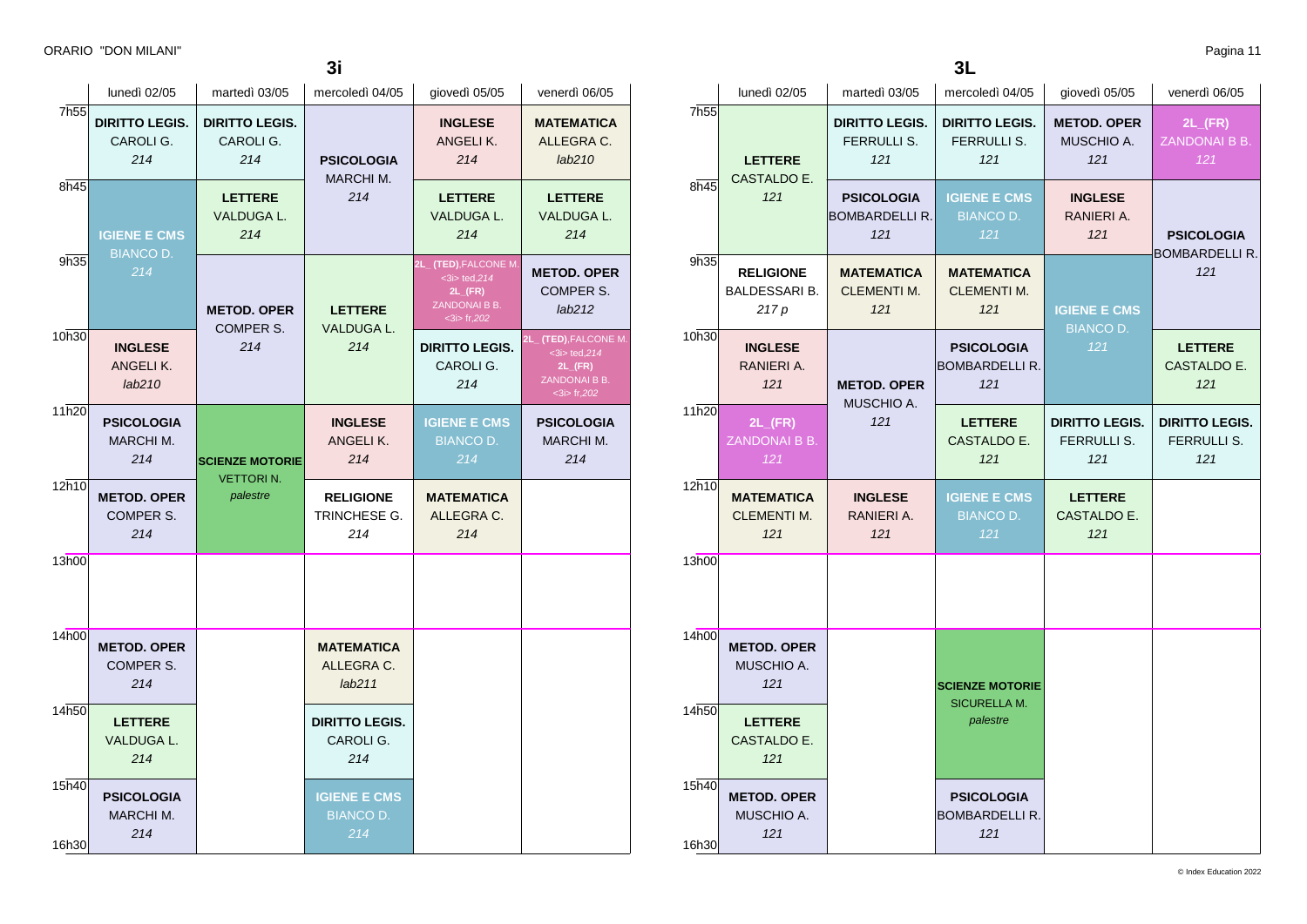ORARIO "DON MILANI"

## 3i

| | lunedì 02/05 | martedì 03/05 | mercoledì 04/05 | giovedì 05/05 | venerdì 06/05 |
|---|---|---|---|---|---|
| 7h55 | **DIRITTO LEGIS.** CAROLI G. *214* | **DIRITTO LEGIS.** CAROLI G. *214* | **PSICOLOGIA** MARCHI M. *214* | **INGLESE** ANGELI K. *214* | **MATEMATICA** ALLEGRA C. *lab210* |
| 8h45 | **IGIENE E CMS** BIANCO D. *214* | **LETTERE** VALDUGA L. *214* | | **LETTERE** VALDUGA L. *214* | **LETTERE** VALDUGA L. *214* |
| 9h35 | | **METOD. OPER** COMPER S. *214* | **LETTERE** VALDUGA L. *214* | 2L_(TED),FALCONE M. <3i> ted,*214* 2L_(FR) ZANDONAI B B. <3i> fr,*202* | **METOD. OPER** COMPER S. *lab212* |
| 10h30 | **INGLESE** ANGELI K. *lab210* | | | **DIRITTO LEGIS.** CAROLI G. *214* | 2L_(TED),FALCONE M. <3i> ted,*214* 2L_(FR) ZANDONAI B B. <3i> fr,*202* |
| 11h20 | **PSICOLOGIA** MARCHI M. *214* | **SCIENZE MOTORIE** VETTORI N. *palestre* | **INGLESE** ANGELI K. *214* | **IGIENE E CMS** BIANCO D. *214* | **PSICOLOGIA** MARCHI M. *214* |
| 12h10 | **METOD. OPER** COMPER S. *214* | | **RELIGIONE** TRINCHESE G. *214* | **MATEMATICA** ALLEGRA C. *214* | |
| 13h00 | | | | | |
| 14h00 | **METOD. OPER** COMPER S. *214* | | **MATEMATICA** ALLEGRA C. *lab211* | | |
| 14h50 | **LETTERE** VALDUGA L. *214* | | **DIRITTO LEGIS.** CAROLI G. *214* | | |
| 15h40 | **PSICOLOGIA** MARCHI M. *214* | | **IGIENE E CMS** BIANCO D. *214* | | |
| 16h30 | | | | | |

## 3L

| | lunedì 02/05 | martedì 03/05 | mercoledì 04/05 | giovedì 05/05 | venerdì 06/05 |
|---|---|---|---|---|---|
| 7h55 | **LETTERE** CASTALDO E. *121* | **DIRITTO LEGIS.** FERRULLI S. *121* | **DIRITTO LEGIS.** FERRULLI S. *121* | **METOD. OPER** MUSCHIO A. *121* | **2L_(FR)** ZANDONAI B B. *121* |
| 8h45 | | **PSICOLOGIA** BOMBARDELLI R. *121* | **IGIENE E CMS** BIANCO D. *121* | **INGLESE** RANIERI A. *121* | **PSICOLOGIA** BOMBARDELLI R. *121* |
| 9h35 | **RELIGIONE** BALDESSARI B. *217 p* | **MATEMATICA** CLEMENTI M. *121* | **MATEMATICA** CLEMENTI M. *121* | **IGIENE E CMS** BIANCO D. *121* | |
| 10h30 | **INGLESE** RANIERI A. *121* | **METOD. OPER** MUSCHIO A. *121* | **PSICOLOGIA** BOMBARDELLI R. *121* | | **LETTERE** CASTALDO E. *121* |
| 11h20 | **2L_(FR)** ZANDONAI B B. *121* | | **LETTERE** CASTALDO E. *121* | **DIRITTO LEGIS.** FERRULLI S. *121* | **DIRITTO LEGIS.** FERRULLI S. *121* |
| 12h10 | **MATEMATICA** CLEMENTI M. *121* | **INGLESE** RANIERI A. *121* | **IGIENE E CMS** BIANCO D. *121* | **LETTERE** CASTALDO E. *121* | |
| 13h00 | | | | | |
| 14h00 | **METOD. OPER** MUSCHIO A. *121* | | **SCIENZE MOTORIE** SICURELLA M. *palestre* | | |
| 14h50 | **LETTERE** CASTALDO E. *121* | | | | |
| 15h40 | **METOD. OPER** MUSCHIO A. *121* | | **PSICOLOGIA** BOMBARDELLI R. *121* | | |
| 16h30 | | | | | |

© Index Education 2022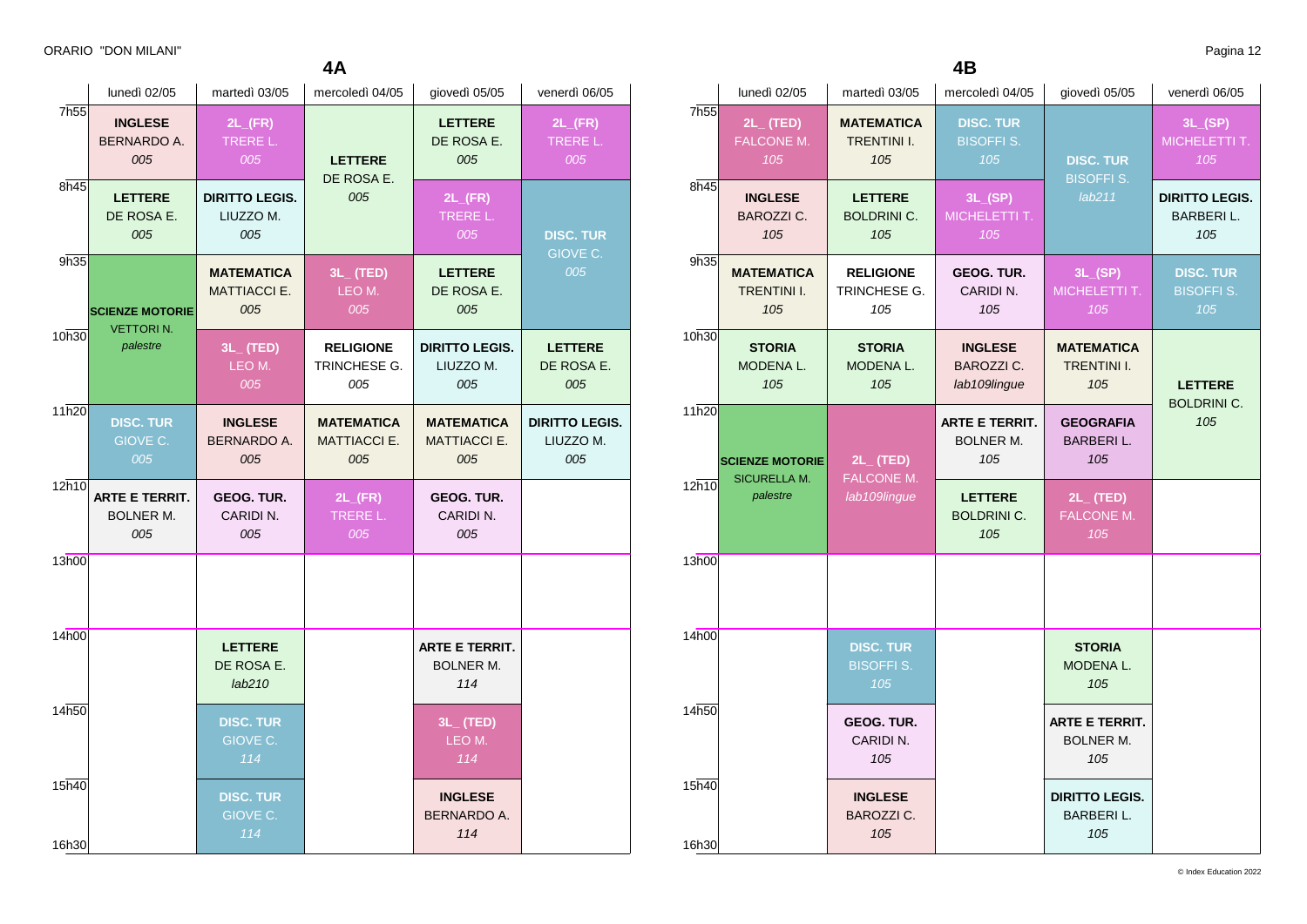ORARIO "DON MILANI"

## 4A

| | lunedì 02/05 | martedì 03/05 | mercoledì 04/05 | giovedì 05/05 | venerdì 06/05 |
|---|---|---|---|---|---|
| 7h55 | **INGLESE** BERNARDO A. *005* | **2L_(FR)** TRERE L. *005* | **LETTERE** DE ROSA E. *005* | **LETTERE** DE ROSA E. *005* | **2L_(FR)** TRERE L. *005* |
| 8h45 | **LETTERE** DE ROSA E. *005* | **DIRITTO LEGIS.** LIUZZO M. *005* | | **2L_(FR)** TRERE L. *005* | **DISC. TUR** GIOVE C. *005* |
| 9h35 | **SCIENZE MOTORIE** VETTORI N. *palestre* | **MATEMATICA** MATTIACCI E. *005* | **3L_ (TED)** LEO M. *005* | **LETTERE** DE ROSA E. *005* | |
| 10h30 | | **3L_ (TED)** LEO M. *005* | **RELIGIONE** TRINCHESE G. *005* | **DIRITTO LEGIS.** LIUZZO M. *005* | **LETTERE** DE ROSA E. *005* |
| 11h20 | **DISC. TUR** GIOVE C. *005* | **INGLESE** BERNARDO A. *005* | **MATEMATICA** MATTIACCI E. *005* | **MATEMATICA** MATTIACCI E. *005* | **DIRITTO LEGIS.** LIUZZO M. *005* |
| 12h10 | **ARTE E TERRIT.** BOLNER M. *005* | **GEOG. TUR.** CARIDI N. *005* | **2L_(FR)** TRERE L. *005* | **GEOG. TUR.** CARIDI N. *005* | |
| 13h00 | | | | | |
| 14h00 | | **LETTERE** DE ROSA E. *lab210* | | **ARTE E TERRIT.** BOLNER M. *114* | |
| 14h50 | | **DISC. TUR** GIOVE C. *114* | | **3L_ (TED)** LEO M. *114* | |
| 15h40 | | **DISC. TUR** GIOVE C. *114* | | **INGLESE** BERNARDO A. *114* | |
| 16h30 | | | | | |

## 4B

| | lunedì 02/05 | martedì 03/05 | mercoledì 04/05 | giovedì 05/05 | venerdì 06/05 |
|---|---|---|---|---|---|
| 7h55 | **2L_ (TED)** FALCONE M. *105* | **MATEMATICA** TRENTINI I. *105* | **DISC. TUR** BISOFFI S. *105* | **DISC. TUR** BISOFFI S. *lab211* | **3L_(SP)** MICHELETTI T. *105* |
| 8h45 | **INGLESE** BAROZZI C. *105* | **LETTERE** BOLDRINI C. *105* | **3L_(SP)** MICHELETTI T. *105* | | **DIRITTO LEGIS.** BARBERI L. *105* |
| 9h35 | **MATEMATICA** TRENTINI I. *105* | **RELIGIONE** TRINCHESE G. *105* | **GEOG. TUR.** CARIDI N. *105* | **3L_(SP)** MICHELETTI T. *105* | **DISC. TUR** BISOFFI S. *105* |
| 10h30 | **STORIA** MODENA L. *105* | **STORIA** MODENA L. *105* | **INGLESE** BAROZZI C. *lab109lingue* | **MATEMATICA** TRENTINI I. *105* | **LETTERE** BOLDRINI C. *105* |
| 11h20 | **SCIENZE MOTORIE** SICURELLA M. *palestre* | **2L_ (TED)** FALCONE M. *lab109lingue* | **ARTE E TERRIT.** BOLNER M. *105* | **GEOGRAFIA** BARBERI L. *105* | |
| 12h10 | | | **LETTERE** BOLDRINI C. *105* | **2L_ (TED)** FALCONE M. *105* | |
| 13h00 | | | | | |
| 14h00 | | **DISC. TUR** BISOFFI S. *105* | | **STORIA** MODENA L. *105* | |
| 14h50 | | **GEOG. TUR.** CARIDI N. *105* | | **ARTE E TERRIT.** BOLNER M. *105* | |
| 15h40 | | **INGLESE** BAROZZI C. *105* | | **DIRITTO LEGIS.** BARBERI L. *105* | |
| 16h30 | | | | | |

© Index Education 2022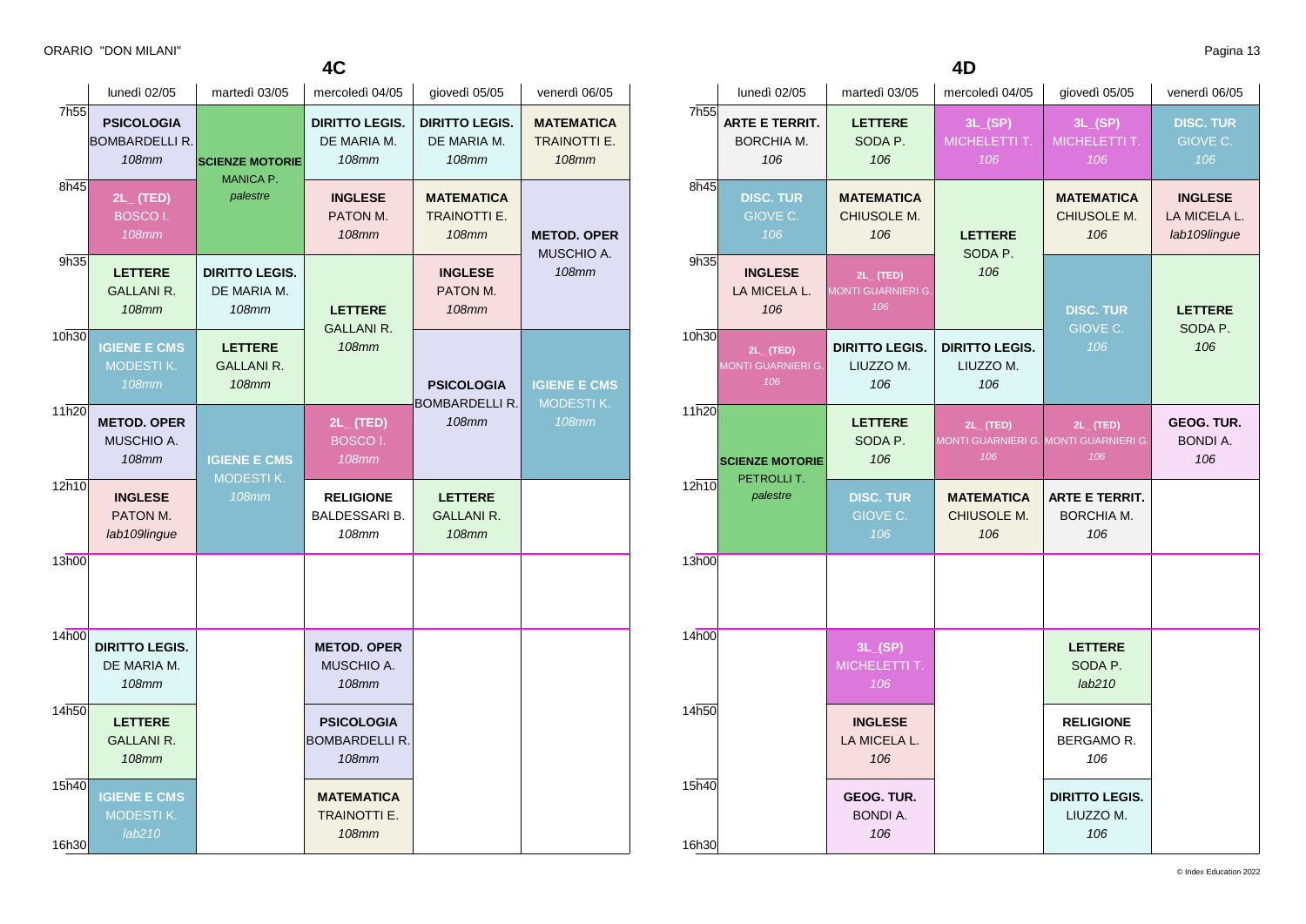ORARIO "DON MILANI"

## 4C

| | lunedì 02/05 | martedì 03/05 | mercoledì 04/05 | giovedì 05/05 | venerdì 06/05 |
|---|---|---|---|---|---|
| 7h55 | **PSICOLOGIA** BOMBARDELLI R. *108mm* | **SCIENZE MOTORIE** MANICA P. *palestre* | **DIRITTO LEGIS.** DE MARIA M. *108mm* | **DIRITTO LEGIS.** DE MARIA M. *108mm* | **MATEMATICA** TRAINOTTI E. *108mm* |
| 8h45 | **2L_ (TED)** BOSCO I. *108mm* | | **INGLESE** PATON M. *108mm* | **MATEMATICA** TRAINOTTI E. *108mm* | **METOD. OPER** MUSCHIO A. *108mm* |
| 9h35 | **LETTERE** GALLANI R. *108mm* | **DIRITTO LEGIS.** DE MARIA M. *108mm* | **LETTERE** GALLANI R. *108mm* | **INGLESE** PATON M. *108mm* | |
| 10h30 | **IGIENE E CMS** MODESTI K. *108mm* | **LETTERE** GALLANI R. *108mm* | | **PSICOLOGIA** BOMBARDELLI R. *108mm* | **IGIENE E CMS** MODESTI K. *108mm* |
| 11h20 | **METOD. OPER** MUSCHIO A. *108mm* | **IGIENE E CMS** MODESTI K. *108mm* | **2L_ (TED)** BOSCO I. *108mm* | | |
| 12h10 | **INGLESE** PATON M. *lab109lingue* | | **RELIGIONE** BALDESSARI B. *108mm* | **LETTERE** GALLANI R. *108mm* | |
| 13h00 | | | | | |
| 14h00 | **DIRITTO LEGIS.** DE MARIA M. *108mm* | | **METOD. OPER** MUSCHIO A. *108mm* | | |
| 14h50 | **LETTERE** GALLANI R. *108mm* | | **PSICOLOGIA** BOMBARDELLI R. *108mm* | | |
| 15h40 | **IGIENE E CMS** MODESTI K. *lab210* | | **MATEMATICA** TRAINOTTI E. *108mm* | | |
| 16h30 | | | | | |

## 4D

| | lunedì 02/05 | martedì 03/05 | mercoledì 04/05 | giovedì 05/05 | venerdì 06/05 |
|---|---|---|---|---|---|
| 7h55 | **ARTE E TERRIT.** BORCHIA M. *106* | **LETTERE** SODA P. *106* | **3L_(SP)** MICHELETTI T. *106* | **3L_(SP)** MICHELETTI T. *106* | **DISC. TUR** GIOVE C. *106* |
| 8h45 | **DISC. TUR** GIOVE C. *106* | **MATEMATICA** CHIUSOLE M. *106* | **LETTERE** SODA P. *106* | **MATEMATICA** CHIUSOLE M. *106* | **INGLESE** LA MICELA L. *lab109lingue* |
| 9h35 | **INGLESE** LA MICELA L. *106* | **2L_ (TED)** MONTI GUARNIERI G. *106* | | **DISC. TUR** GIOVE C. *106* | **LETTERE** SODA P. *106* |
| 10h30 | **2L_ (TED)** MONTI GUARNIERI G. *106* | **DIRITTO LEGIS.** LIUZZO M. *106* | **DIRITTO LEGIS.** LIUZZO M. *106* | | |
| 11h20 | **SCIENZE MOTORIE** PETROLLI T. *palestre* | **LETTERE** SODA P. *106* | **2L_ (TED)** MONTI GUARNIERI G. *106* | **2L_ (TED)** MONTI GUARNIERI G. *106* | **GEOG. TUR.** BONDI A. *106* |
| 12h10 | | **DISC. TUR** GIOVE C. *106* | **MATEMATICA** CHIUSOLE M. *106* | **ARTE E TERRIT.** BORCHIA M. *106* | |
| 13h00 | | | | | |
| 14h00 | | **3L_(SP)** MICHELETTI T. *106* | | **LETTERE** SODA P. *lab210* | |
| 14h50 | | **INGLESE** LA MICELA L. *106* | | **RELIGIONE** BERGAMO R. *106* | |
| 15h40 | | **GEOG. TUR.** BONDI A. *106* | | **DIRITTO LEGIS.** LIUZZO M. *106* | |
| 16h30 | | | | | |

© Index Education 2022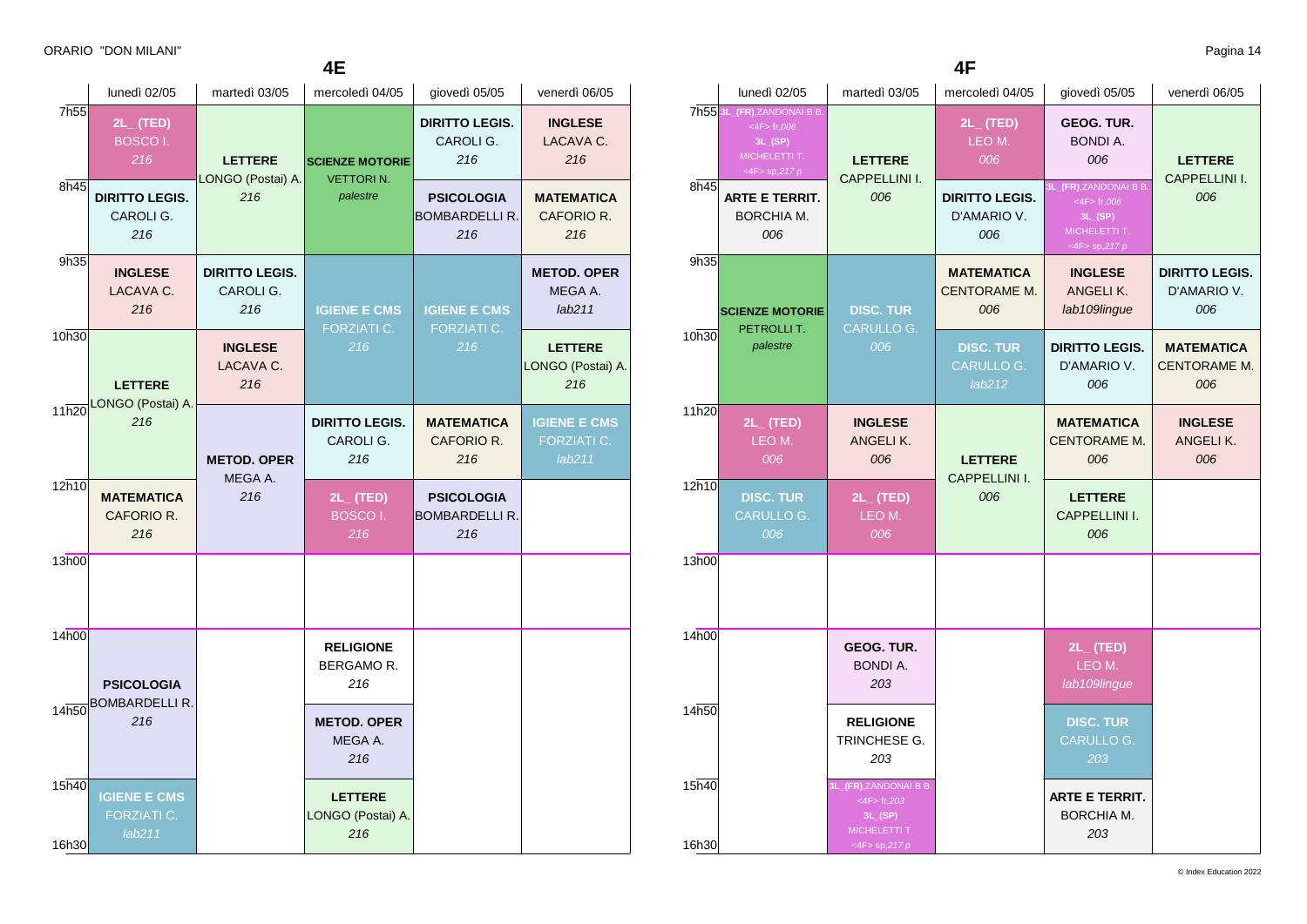ORARIO "DON MILANI"

## 4E

| | lunedì 02/05 | martedì 03/05 | mercoledì 04/05 | giovedì 05/05 | venerdì 06/05 |
|---|---|---|---|---|---|
| 7h55 | **2L_ (TED)** BOSCO I. *216* | **LETTERE** LONGO (Postai) A. *216* | **SCIENZE MOTORIE** VETTORI N. *palestre* | **DIRITTO LEGIS.** CAROLI G. *216* | **INGLESE** LACAVA C. *216* |
| 8h45 | **DIRITTO LEGIS.** CAROLI G. *216* | | | **PSICOLOGIA** BOMBARDELLI R. *216* | **MATEMATICA** CAFORIO R. *216* |
| 9h35 | **INGLESE** LACAVA C. *216* | **DIRITTO LEGIS.** CAROLI G. *216* | **IGIENE E CMS** FORZIATI C. *216* | **IGIENE E CMS** FORZIATI C. *216* | **METOD. OPER** MEGA A. *lab211* |
| 10h30 | **LETTERE** LONGO (Postai) A. *216* | **INGLESE** LACAVA C. *216* | | | **LETTERE** LONGO (Postai) A. *216* |
| 11h20 | | **METOD. OPER** MEGA A. *216* | **DIRITTO LEGIS.** CAROLI G. *216* | **MATEMATICA** CAFORIO R. *216* | **IGIENE E CMS** FORZIATI C. *lab211* |
| 12h10 | **MATEMATICA** CAFORIO R. *216* | | **2L_ (TED)** BOSCO I. *216* | **PSICOLOGIA** BOMBARDELLI R. *216* | |
| 13h00 | | | | | |
| 14h00 | **PSICOLOGIA** BOMBARDELLI R. *216* | | **RELIGIONE** BERGAMO R. *216* | | |
| 14h50 | | | **METOD. OPER** MEGA A. *216* | | |
| 15h40 | **IGIENE E CMS** FORZIATI C. *lab211* | | **LETTERE** LONGO (Postai) A. *216* | | |
| 16h30 | | | | | |

## 4F

| | lunedì 02/05 | martedì 03/05 | mercoledì 04/05 | giovedì 05/05 | venerdì 06/05 |
|---|---|---|---|---|---|
| 7h55 | 3L_(FR),ZANDONAI B B. <4F> fr,*006* 3L_(SP) MICHELETTI T. <4F> sp,*217 p* | **LETTERE** CAPPELLINI I. *006* | **2L_ (TED)** LEO M. *006* | **GEOG. TUR.** BONDI A. *006* | **LETTERE** CAPPELLINI I. *006* |
| 8h45 | **ARTE E TERRIT.** BORCHIA M. *006* | | **DIRITTO LEGIS.** D'AMARIO V. *006* | 3L_(FR),ZANDONAI B B. <4F> fr,*006* 3L_(SP) MICHELETTI T. <4F> sp,*217 p* | |
| 9h35 | **SCIENZE MOTORIE** PETROLLI T. *palestre* | **DISC. TUR** CARULLO G. *006* | **MATEMATICA** CENTORAME M. *006* | **INGLESE** ANGELI K. *lab109lingue* | **DIRITTO LEGIS.** D'AMARIO V. *006* |
| 10h30 | | | **DISC. TUR** CARULLO G. *lab212* | **DIRITTO LEGIS.** D'AMARIO V. *006* | **MATEMATICA** CENTORAME M. *006* |
| 11h20 | **2L_ (TED)** LEO M. *006* | **INGLESE** ANGELI K. *006* | **LETTERE** CAPPELLINI I. *006* | **MATEMATICA** CENTORAME M. *006* | **INGLESE** ANGELI K. *006* |
| 12h10 | **DISC. TUR** CARULLO G. *006* | **2L_ (TED)** LEO M. *006* | | **LETTERE** CAPPELLINI I. *006* | |
| 13h00 | | | | | |
| 14h00 | | **GEOG. TUR.** BONDI A. *203* | | **2L_ (TED)** LEO M. *lab109lingue* | |
| 14h50 | | **RELIGIONE** TRINCHESE G. *203* | | **DISC. TUR** CARULLO G. *203* | |
| 15h40 | | 3L_(FR),ZANDONAI B B. <4F> fr,*203* 3L_(SP) MICHELETTI T. <4F> sp,*217 p* | | **ARTE E TERRIT.** BORCHIA M. *203* | |
| 16h30 | | | | | |

© Index Education 2022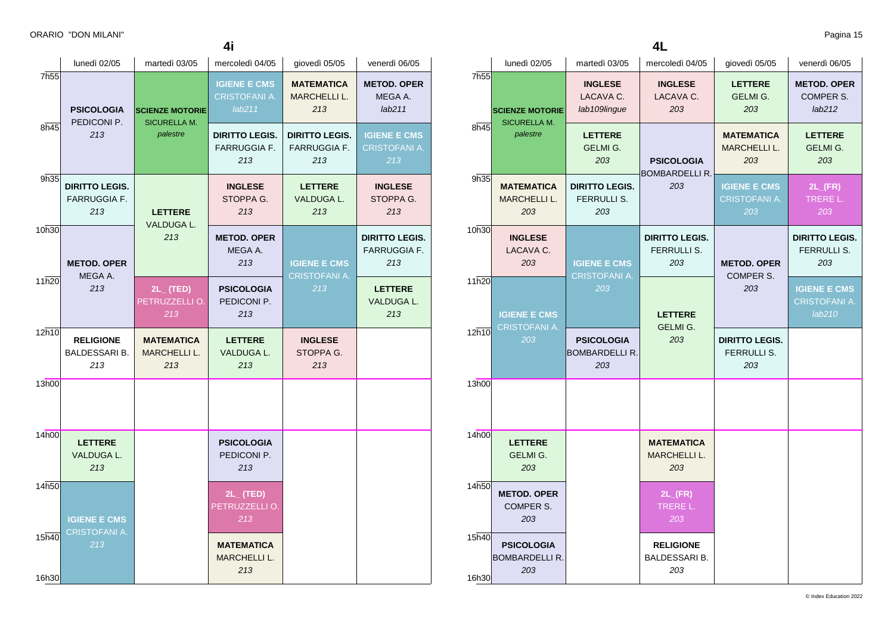## 4i

| | lunedì 02/05 | martedì 03/05 | mercoledì 04/05 | giovedì 05/05 | venerdì 06/05 |
|---|---|---|---|---|---|
| 7h55 | **PSICOLOGIA** PEDICONI P. 213 | **SCIENZE MOTORIE** SICURELLA M. *palestre* | **IGIENE E CMS** CRISTOFANI A. *lab211* | **MATEMATICA** MARCHELLI L. *213* | **METOD. OPER** MEGA A. *lab211* |
| 8h45 | **PSICOLOGIA** PEDICONI P. 213 | **SCIENZE MOTORIE** SICURELLA M. *palestre* | **DIRITTO LEGIS.** FARRUGGIA F. *213* | **DIRITTO LEGIS.** FARRUGGIA F. *213* | **IGIENE E CMS** CRISTOFANI A. *213* |
| 9h35 | **DIRITTO LEGIS.** FARRUGGIA F. *213* | **LETTERE** VALDUGA L. *213* | **INGLESE** STOPPA G. *213* | **LETTERE** VALDUGA L. *213* | **INGLESE** STOPPA G. *213* |
| 10h30 | **METOD. OPER** MEGA A. *213* | **LETTERE** VALDUGA L. *213* | **METOD. OPER** MEGA A. *213* | **IGIENE E CMS** CRISTOFANI A. *213* | **DIRITTO LEGIS.** FARRUGGIA F. *213* |
| 11h20 | **METOD. OPER** MEGA A. *213* | **2L_ (TED)** PETRUZZELLI O. *213* | **PSICOLOGIA** PEDICONI P. *213* | **IGIENE E CMS** CRISTOFANI A. *213* | **LETTERE** VALDUGA L. *213* |
| 12h10 | **RELIGIONE** BALDESSARI B. *213* | **MATEMATICA** MARCHELLI L. *213* | **LETTERE** VALDUGA L. *213* | **INGLESE** STOPPA G. *213* | |
| 13h00 | | | | | |
| 14h00 | **LETTERE** VALDUGA L. *213* | | **PSICOLOGIA** PEDICONI P. *213* | | |
| 14h50 | **IGIENE E CMS** CRISTOFANI A. *213* | | **2L_ (TED)** PETRUZZELLI O. *213* | | |
| 15h40 | **IGIENE E CMS** CRISTOFANI A. *213* | | **MATEMATICA** MARCHELLI L. *213* | | |
| 16h30 | | | | | |

## 4L

| | lunedì 02/05 | martedì 03/05 | mercoledì 04/05 | giovedì 05/05 | venerdì 06/05 |
|---|---|---|---|---|---|
| 7h55 | **SCIENZE MOTORIE** SICURELLA M. *palestre* | **INGLESE** LACAVA C. *lab109lingue* | **INGLESE** LACAVA C. *203* | **LETTERE** GELMI G. *203* | **METOD. OPER** COMPER S. *lab212* |
| 8h45 | **SCIENZE MOTORIE** SICURELLA M. *palestre* | **LETTERE** GELMI G. *203* | **PSICOLOGIA** BOMBARDELLI R. *203* | **MATEMATICA** MARCHELLI L. *203* | **LETTERE** GELMI G. *203* |
| 9h35 | **MATEMATICA** MARCHELLI L. *203* | **DIRITTO LEGIS.** FERRULLI S. *203* | **PSICOLOGIA** BOMBARDELLI R. *203* | **IGIENE E CMS** CRISTOFANI A. *203* | **2L_(FR)** TRERE L. *203* |
| 10h30 | **INGLESE** LACAVA C. *203* | **IGIENE E CMS** CRISTOFANI A. *203* | **DIRITTO LEGIS.** FERRULLI S. *203* | **METOD. OPER** COMPER S. *203* | **DIRITTO LEGIS.** FERRULLI S. *203* |
| 11h20 | **IGIENE E CMS** CRISTOFANI A. *203* | **IGIENE E CMS** CRISTOFANI A. *203* | **LETTERE** GELMI G. *203* | **METOD. OPER** COMPER S. *203* | **IGIENE E CMS** CRISTOFANI A. *lab210* |
| 12h10 | **IGIENE E CMS** CRISTOFANI A. *203* | **PSICOLOGIA** BOMBARDELLI R. *203* | **LETTERE** GELMI G. *203* | **DIRITTO LEGIS.** FERRULLI S. *203* | |
| 13h00 | | | | | |
| 14h00 | **LETTERE** GELMI G. *203* | | **MATEMATICA** MARCHELLI L. *203* | | |
| 14h50 | **METOD. OPER** COMPER S. *203* | | **2L_(FR)** TRERE L. *203* | | |
| 15h40 | **PSICOLOGIA** BOMBARDELLI R. *203* | | **RELIGIONE** BALDESSARI B. *203* | | |
| 16h30 | | | | | |

© Index Education 2022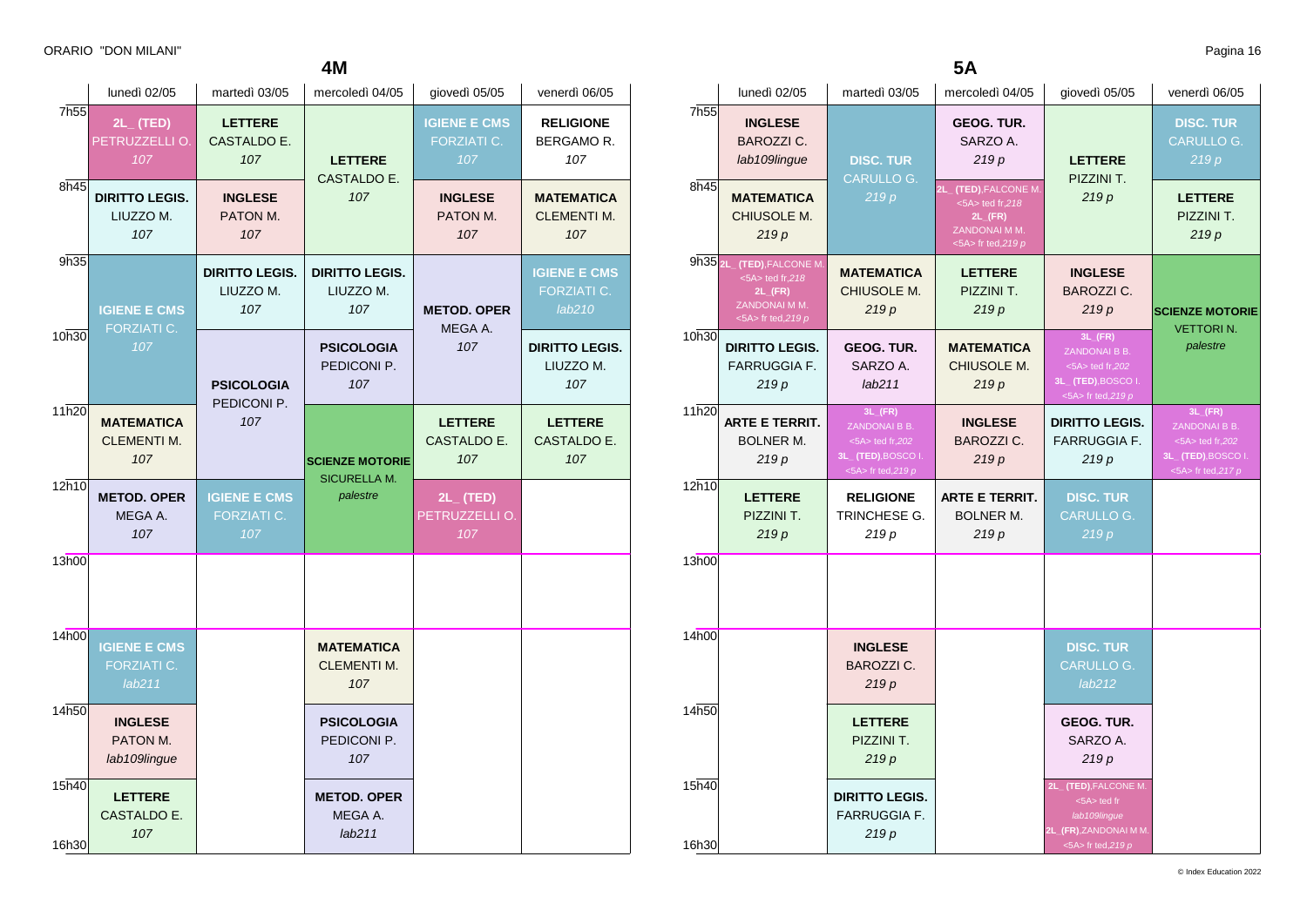ORARIO "DON MILANI"

## 4M

| | lunedì 02/05 | martedì 03/05 | mercoledì 04/05 | giovedì 05/05 | venerdì 06/05 |
|---|---|---|---|---|---|
| 7h55 | **2L_ (TED)** PETRUZZELLI O. 107 | **LETTERE** CASTALDO E. 107 | **LETTERE** CASTALDO E. 107 | **IGIENE E CMS** FORZIATI C. 107 | **RELIGIONE** BERGAMO R. 107 |
| 8h45 | **DIRITTO LEGIS.** LIUZZO M. 107 | **INGLESE** PATON M. 107 | | **INGLESE** PATON M. 107 | **MATEMATICA** CLEMENTI M. 107 |
| 9h35 | **IGIENE E CMS** FORZIATI C. 107 | **DIRITTO LEGIS.** LIUZZO M. 107 | **DIRITTO LEGIS.** LIUZZO M. 107 | **METOD. OPER** MEGA A. 107 | **IGIENE E CMS** FORZIATI C. lab210 |
| 10h30 | | **PSICOLOGIA** PEDICONI P. 107 | **PSICOLOGIA** PEDICONI P. 107 | | **DIRITTO LEGIS.** LIUZZO M. 107 |
| 11h20 | **MATEMATICA** CLEMENTI M. 107 | | **SCIENZE MOTORIE** SICURELLA M. palestre | **LETTERE** CASTALDO E. 107 | **LETTERE** CASTALDO E. 107 |
| 12h10 | **METOD. OPER** MEGA A. 107 | **IGIENE E CMS** FORZIATI C. 107 | | **2L_ (TED)** PETRUZZELLI O. 107 | |
| 13h00 | | | | | |
| 14h00 | **IGIENE E CMS** FORZIATI C. lab211 | | **MATEMATICA** CLEMENTI M. 107 | | |
| 14h50 | **INGLESE** PATON M. lab109lingue | | **PSICOLOGIA** PEDICONI P. 107 | | |
| 15h40 | **LETTERE** CASTALDO E. 107 | | **METOD. OPER** MEGA A. lab211 | | |
| 16h30 | | | | | |

## 5A

| | lunedì 02/05 | martedì 03/05 | mercoledì 04/05 | giovedì 05/05 | venerdì 06/05 |
|---|---|---|---|---|---|
| 7h55 | **INGLESE** BAROZZI C. lab109lingue | **DISC. TUR** CARULLO G. 219 p | **GEOG. TUR.** SARZO A. 219 p | **LETTERE** PIZZINI T. 219 p | **DISC. TUR** CARULLO G. 219 p |
| 8h45 | **MATEMATICA** CHIUSOLE M. 219 p | | **2L_ (TED)**,FALCONE M. <5A> ted fr,218 **2L_(FR)** ZANDONAI M M. <5A> fr ted,219 p | | **LETTERE** PIZZINI T. 219 p |
| 9h35 | **2L_ (TED)**,FALCONE M. <5A> ted fr,218 **2L_(FR)** ZANDONAI M M. <5A> fr ted,219 p | **MATEMATICA** CHIUSOLE M. 219 p | **LETTERE** PIZZINI T. 219 p | **INGLESE** BAROZZI C. 219 p | **SCIENZE MOTORIE** VETTORI N. palestre |
| 10h30 | **DIRITTO LEGIS.** FARRUGGIA F. 219 p | **GEOG. TUR.** SARZO A. lab211 | **MATEMATICA** CHIUSOLE M. 219 p | **3L_(FR)** ZANDONAI B B. <5A> ted fr,202 **3L_ (TED)**,BOSCO I. <5A> fr ted,219 p | |
| 11h20 | **ARTE E TERRIT.** BOLNER M. 219 p | **3L_(FR)** ZANDONAI B B. <5A> ted fr,202 **3L_ (TED)**,BOSCO I. <5A> fr ted,219 p | **INGLESE** BAROZZI C. 219 p | **DIRITTO LEGIS.** FARRUGGIA F. 219 p | **3L_(FR)** ZANDONAI B B. <5A> ted fr,202 **3L_ (TED)**,BOSCO I. <5A> fr ted,217 p |
| 12h10 | **LETTERE** PIZZINI T. 219 p | **RELIGIONE** TRINCHESE G. 219 p | **ARTE E TERRIT.** BOLNER M. 219 p | **DISC. TUR** CARULLO G. 219 p | |
| 13h00 | | | | | |
| 14h00 | | **INGLESE** BAROZZI C. 219 p | | **DISC. TUR** CARULLO G. lab212 | |
| 14h50 | | **LETTERE** PIZZINI T. 219 p | | **GEOG. TUR.** SARZO A. 219 p | |
| 15h40 | | **DIRITTO LEGIS.** FARRUGGIA F. 219 p | | **2L_ (TED)**,FALCONE M. <5A> ted fr lab109lingue **2L_(FR)**,ZANDONAI M M. <5A> fr ted,219 p | |
| 16h30 | | | | | |

© Index Education 2022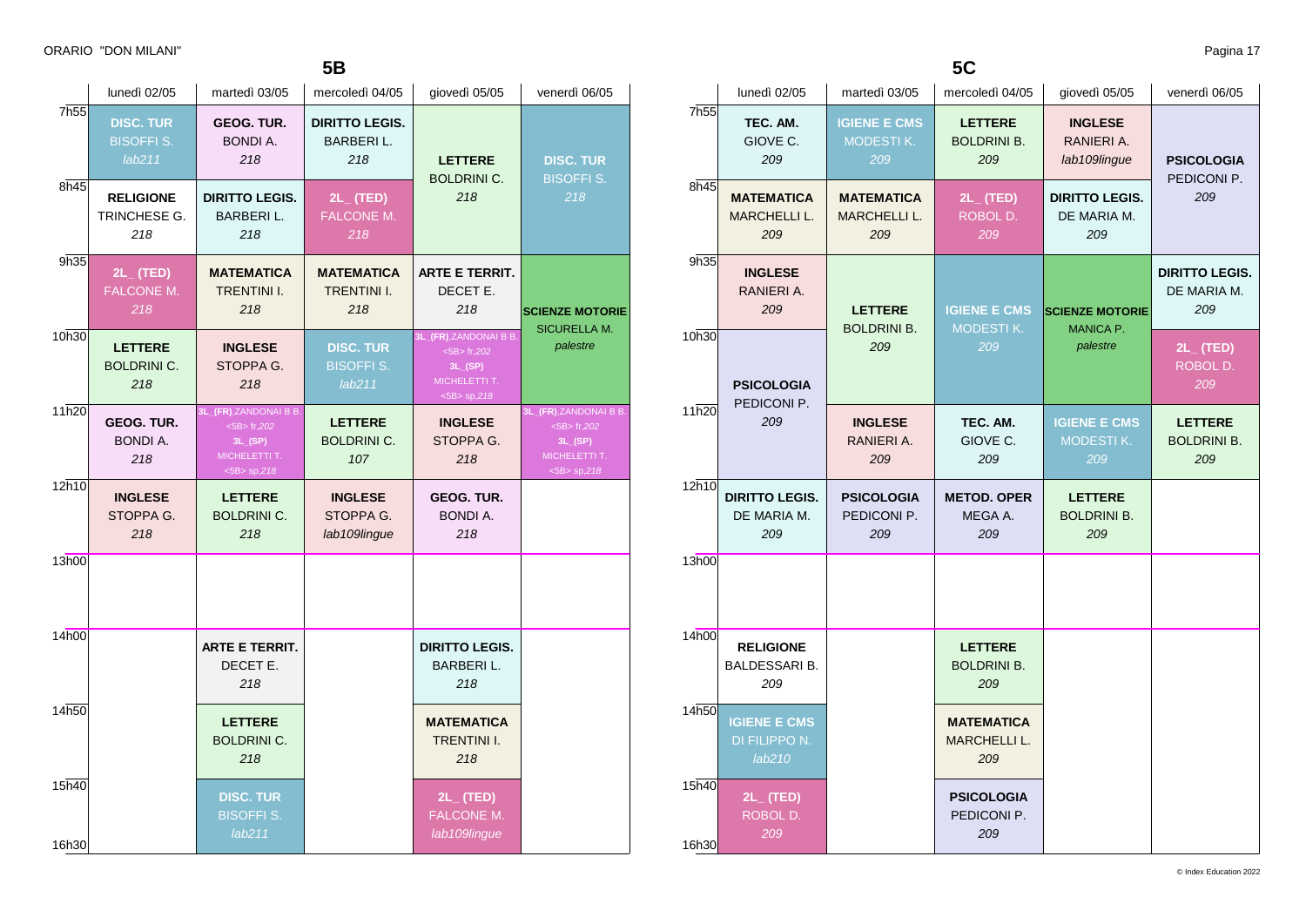ORARIO "DON MILANI"

## 5B

| | lunedì 02/05 | martedì 03/05 | mercoledì 04/05 | giovedì 05/05 | venerdì 06/05 |
|---|---|---|---|---|---|
| 7h55 | **DISC. TUR** BISOFFI S. *lab211* | **GEOG. TUR.** BONDI A. *218* | **DIRITTO LEGIS.** BARBERI L. *218* | **LETTERE** BOLDRINI C. *218* | **DISC. TUR** BISOFFI S. *218* |
| 8h45 | **RELIGIONE** TRINCHESE G. *218* | **DIRITTO LEGIS.** BARBERI L. *218* | **2L_ (TED)** FALCONE M. *218* | | |
| 9h35 | **2L_ (TED)** FALCONE M. *218* | **MATEMATICA** TRENTINI I. *218* | **MATEMATICA** TRENTINI I. *218* | **ARTE E TERRIT.** DECET E. *218* | **SCIENZE MOTORIE** SICURELLA M. *palestre* |
| 10h30 | **LETTERE** BOLDRINI C. *218* | **INGLESE** STOPPA G. *218* | **DISC. TUR** BISOFFI S. *lab211* | 3L_(FR),ZANDONAI B B. <5B> fr,*202* 3L_(SP) MICHELETTI T. <5B> sp,*218* | |
| 11h20 | **GEOG. TUR.** BONDI A. *218* | 3L_(FR),ZANDONAI B B. <5B> fr,*202* 3L_(SP) MICHELETTI T. <5B> sp,*218* | **LETTERE** BOLDRINI C. *107* | **INGLESE** STOPPA G. *218* | 3L_(FR),ZANDONAI B B. <5B> fr,*202* 3L_(SP) MICHELETTI T. <5B> sp,*218* |
| 12h10 | **INGLESE** STOPPA G. *218* | **LETTERE** BOLDRINI C. *218* | **INGLESE** STOPPA G. *lab109lingue* | **GEOG. TUR.** BONDI A. *218* | |
| 13h00 | | | | | |
| 14h00 | | **ARTE E TERRIT.** DECET E. *218* | | **DIRITTO LEGIS.** BARBERI L. *218* | |
| 14h50 | | **LETTERE** BOLDRINI C. *218* | | **MATEMATICA** TRENTINI I. *218* | |
| 15h40 | | **DISC. TUR** BISOFFI S. *lab211* | | **2L_ (TED)** FALCONE M. *lab109lingue* | |
| 16h30 | | | | | |

## 5C

| | lunedì 02/05 | martedì 03/05 | mercoledì 04/05 | giovedì 05/05 | venerdì 06/05 |
|---|---|---|---|---|---|
| 7h55 | **TEC. AM.** GIOVE C. *209* | **IGIENE E CMS** MODESTI K. *209* | **LETTERE** BOLDRINI B. *209* | **INGLESE** RANIERI A. *lab109lingue* | **PSICOLOGIA** PEDICONI P. *209* |
| 8h45 | **MATEMATICA** MARCHELLI L. *209* | **MATEMATICA** MARCHELLI L. *209* | **2L_ (TED)** ROBOL D. *209* | **DIRITTO LEGIS.** DE MARIA M. *209* | |
| 9h35 | **INGLESE** RANIERI A. *209* | **LETTERE** BOLDRINI B. *209* | **IGIENE E CMS** MODESTI K. *209* | **SCIENZE MOTORIE** MANICA P. *palestre* | **DIRITTO LEGIS.** DE MARIA M. *209* |
| 10h30 | **PSICOLOGIA** PEDICONI P. *209* | | | | **2L_ (TED)** ROBOL D. *209* |
| 11h20 | | **INGLESE** RANIERI A. *209* | **TEC. AM.** GIOVE C. *209* | **IGIENE E CMS** MODESTI K. *209* | **LETTERE** BOLDRINI B. *209* |
| 12h10 | **DIRITTO LEGIS.** DE MARIA M. *209* | **PSICOLOGIA** PEDICONI P. *209* | **METOD. OPER** MEGA A. *209* | **LETTERE** BOLDRINI B. *209* | |
| 13h00 | | | | | |
| 14h00 | **RELIGIONE** BALDESSARI B. *209* | | **LETTERE** BOLDRINI B. *209* | | |
| 14h50 | **IGIENE E CMS** DI FILIPPO N. *lab210* | | **MATEMATICA** MARCHELLI L. *209* | | |
| 15h40 | **2L_ (TED)** ROBOL D. *209* | | **PSICOLOGIA** PEDICONI P. *209* | | |
| 16h30 | | | | | |

© Index Education 2022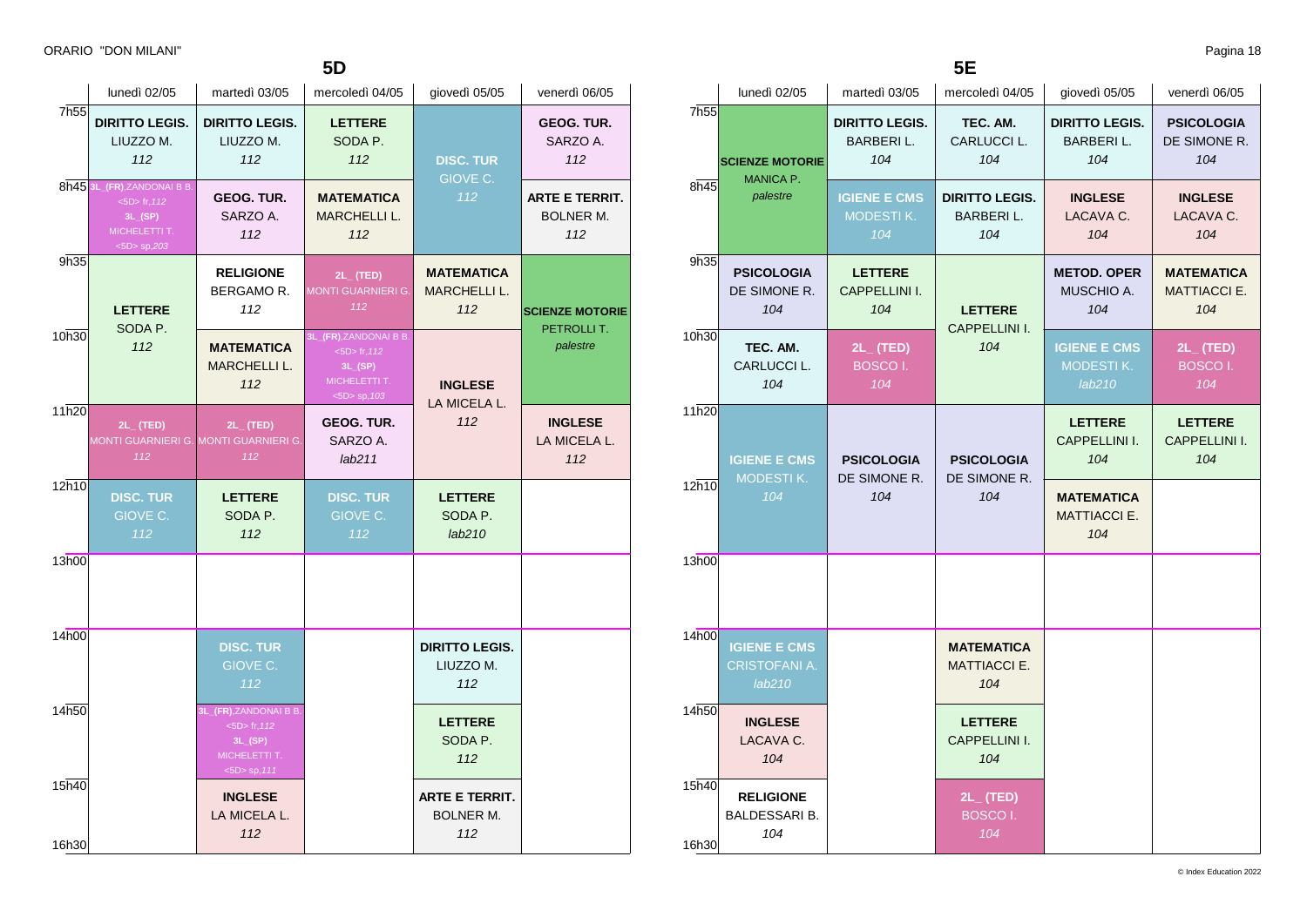ORARIO "DON MILANI"

## 5D

| | lunedì 02/05 | martedì 03/05 | mercoledì 04/05 | giovedì 05/05 | venerdì 06/05 |
|---|---|---|---|---|---|
| 7h55 | **DIRITTO LEGIS.** LIUZZO M. *112* | **DIRITTO LEGIS.** LIUZZO M. *112* | **LETTERE** SODA P. *112* | **DISC. TUR** GIOVE C. *112* | **GEOG. TUR.** SARZO A. *112* |
| 8h45 | **3L_(FR)**,ZANDONAI B B. <5D> fr,*112* **3L_(SP)** MICHELETTI T. <5D> sp,*203* | **GEOG. TUR.** SARZO A. *112* | **MATEMATICA** MARCHELLI L. *112* | | **ARTE E TERRIT.** BOLNER M. *112* |
| 9h35 | **LETTERE** SODA P. *112* | **RELIGIONE** BERGAMO R. *112* | **2L_ (TED)** MONTI GUARNIERI G. *112* | **MATEMATICA** MARCHELLI L. *112* | **SCIENZE MOTORIE** PETROLLI T. *palestre* |
| 10h30 | | **MATEMATICA** MARCHELLI L. *112* | **3L_(FR)**,ZANDONAI B B. <5D> fr,*112* **3L_(SP)** MICHELETTI T. <5D> sp,*103* | **INGLESE** LA MICELA L. *112* | |
| 11h20 | **2L_ (TED)** MONTI GUARNIERI G. *112* | **2L_ (TED)** MONTI GUARNIERI G. *112* | **GEOG. TUR.** SARZO A. *lab211* | | **INGLESE** LA MICELA L. *112* |
| 12h10 | **DISC. TUR** GIOVE C. *112* | **LETTERE** SODA P. *112* | **DISC. TUR** GIOVE C. *112* | **LETTERE** SODA P. *lab210* | |
| 13h00 | | | | | |
| 14h00 | | **DISC. TUR** GIOVE C. *112* | | **DIRITTO LEGIS.** LIUZZO M. *112* | |
| 14h50 | | **3L_(FR)**,ZANDONAI B B. <5D> fr,*112* **3L_(SP)** MICHELETTI T. <5D> sp,*111* | | **LETTERE** SODA P. *112* | |
| 15h40 | | **INGLESE** LA MICELA L. *112* | | **ARTE E TERRIT.** BOLNER M. *112* | |
| 16h30 | | | | | |

## 5E

| | lunedì 02/05 | martedì 03/05 | mercoledì 04/05 | giovedì 05/05 | venerdì 06/05 |
|---|---|---|---|---|---|
| 7h55 | **SCIENZE MOTORIE** MANICA P. *palestre* | **DIRITTO LEGIS.** BARBERI L. *104* | **TEC. AM.** CARLUCCI L. *104* | **DIRITTO LEGIS.** BARBERI L. *104* | **PSICOLOGIA** DE SIMONE R. *104* |
| 8h45 | | **IGIENE E CMS** MODESTI K. *104* | **DIRITTO LEGIS.** BARBERI L. *104* | **INGLESE** LACAVA C. *104* | **INGLESE** LACAVA C. *104* |
| 9h35 | **PSICOLOGIA** DE SIMONE R. *104* | **LETTERE** CAPPELLINI I. *104* | **LETTERE** CAPPELLINI I. *104* | **METOD. OPER** MUSCHIO A. *104* | **MATEMATICA** MATTIACCI E. *104* |
| 10h30 | **TEC. AM.** CARLUCCI L. *104* | **2L_ (TED)** BOSCO I. *104* | | **IGIENE E CMS** MODESTI K. *lab210* | **2L_ (TED)** BOSCO I. *104* |
| 11h20 | **IGIENE E CMS** MODESTI K. *104* | **PSICOLOGIA** DE SIMONE R. *104* | **PSICOLOGIA** DE SIMONE R. *104* | **LETTERE** CAPPELLINI I. *104* | **LETTERE** CAPPELLINI I. *104* |
| 12h10 | | | | **MATEMATICA** MATTIACCI E. *104* | |
| 13h00 | | | | | |
| 14h00 | **IGIENE E CMS** CRISTOFANI A. *lab210* | | **MATEMATICA** MATTIACCI E. *104* | | |
| 14h50 | **INGLESE** LACAVA C. *104* | | **LETTERE** CAPPELLINI I. *104* | | |
| 15h40 | **RELIGIONE** BALDESSARI B. *104* | | **2L_ (TED)** BOSCO I. *104* | | |
| 16h30 | | | | | |

© Index Education 2022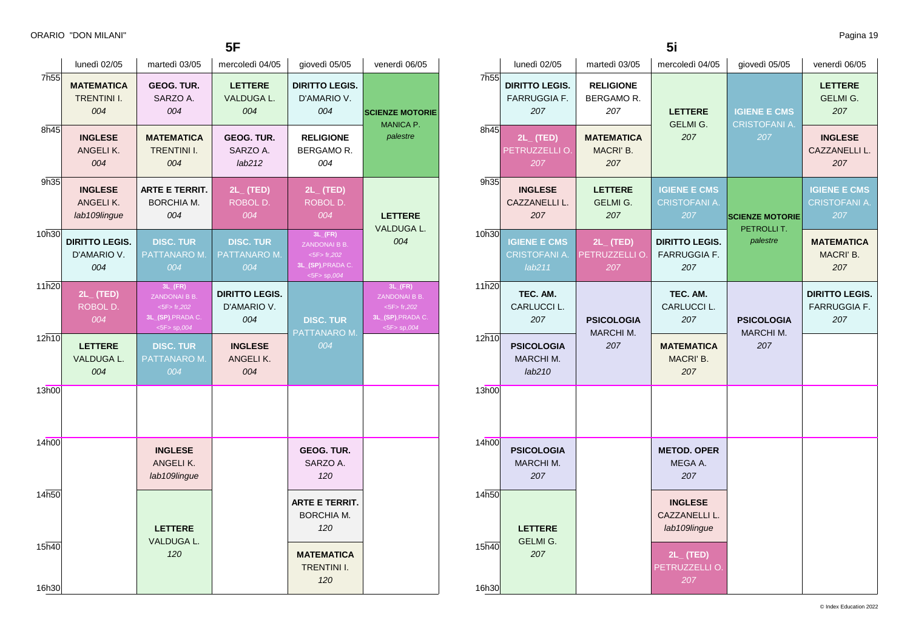ORARIO "DON MILANI"

## 5F

| | lunedì 02/05 | martedì 03/05 | mercoledì 04/05 | giovedì 05/05 | venerdì 06/05 |
|---|---|---|---|---|---|
| 7h55 | **MATEMATICA** TRENTINI I. *004* | **GEOG. TUR.** SARZO A. *004* | **LETTERE** VALDUGA L. *004* | **DIRITTO LEGIS.** D'AMARIO V. *004* | **SCIENZE MOTORIE** MANICA P. *palestre* |
| 8h45 | **INGLESE** ANGELI K. *004* | **MATEMATICA** TRENTINI I. *004* | **GEOG. TUR.** SARZO A. *lab212* | **RELIGIONE** BERGAMO R. *004* | |
| 9h35 | **INGLESE** ANGELI K. *lab109lingue* | **ARTE E TERRIT.** BORCHIA M. *004* | **2L_ (TED)** ROBOL D. *004* | **2L_ (TED)** ROBOL D. *004* | **LETTERE** VALDUGA L. *004* |
| 10h30 | **DIRITTO LEGIS.** D'AMARIO V. *004* | **DISC. TUR** PATTANARO M. *004* | **DISC. TUR** PATTANARO M. *004* | **3L_(FR)** ZANDONAI B B. <5F> fr,*202* **3L_(SP)**,PRADA C. <5F> sp,*004* | |
| 11h20 | **2L_ (TED)** ROBOL D. *004* | **3L_(FR)** ZANDONAI B B. <5F> fr,*202* **3L_(SP)**,PRADA C. <5F> sp,*004* | **DIRITTO LEGIS.** D'AMARIO V. *004* | **DISC. TUR** PATTANARO M. *004* | **3L_(FR)** ZANDONAI B B. <5F> fr,*202* **3L_(SP)**,PRADA C. <5F> sp,*004* |
| 12h10 | **LETTERE** VALDUGA L. *004* | **DISC. TUR** PATTANARO M. *004* | **INGLESE** ANGELI K. *004* | | |
| 13h00 | | | | | |
| 14h00 | | **INGLESE** ANGELI K. *lab109lingue* | | **GEOG. TUR.** SARZO A. *120* | |
| 14h50 | | **LETTERE** VALDUGA L. *120* | | **ARTE E TERRIT.** BORCHIA M. *120* | |
| 15h40 | | | | **MATEMATICA** TRENTINI I. *120* | |
| 16h30 | | | | | |

## 5i

| | lunedì 02/05 | martedì 03/05 | mercoledì 04/05 | giovedì 05/05 | venerdì 06/05 |
|---|---|---|---|---|---|
| 7h55 | **DIRITTO LEGIS.** FARRUGGIA F. *207* | **RELIGIONE** BERGAMO R. *207* | **LETTERE** GELMI G. *207* | **IGIENE E CMS** CRISTOFANI A. *207* | **LETTERE** GELMI G. *207* |
| 8h45 | **2L_ (TED)** PETRUZZELLI O. *207* | **MATEMATICA** MACRI' B. *207* | | | **INGLESE** CAZZANELLI L. *207* |
| 9h35 | **INGLESE** CAZZANELLI L. *207* | **LETTERE** GELMI G. *207* | **IGIENE E CMS** CRISTOFANI A. *207* | **SCIENZE MOTORIE** PETROLLI T. *palestre* | **IGIENE E CMS** CRISTOFANI A. *207* |
| 10h30 | **IGIENE E CMS** CRISTOFANI A. *lab211* | **2L_ (TED)** PETRUZZELLI O. *207* | **DIRITTO LEGIS.** FARRUGGIA F. *207* | | **MATEMATICA** MACRI' B. *207* |
| 11h20 | **TEC. AM.** CARLUCCI L. *207* | **PSICOLOGIA** MARCHI M. *207* | **TEC. AM.** CARLUCCI L. *207* | **PSICOLOGIA** MARCHI M. *207* | **DIRITTO LEGIS.** FARRUGGIA F. *207* |
| 12h10 | **PSICOLOGIA** MARCHI M. *lab210* | | **MATEMATICA** MACRI' B. *207* | | |
| 13h00 | | | | | |
| 14h00 | **PSICOLOGIA** MARCHI M. *207* | | **METOD. OPER** MEGA A. *207* | | |
| 14h50 | **LETTERE** GELMI G. *207* | | **INGLESE** CAZZANELLI L. *lab109lingue* | | |
| 15h40 | | | **2L_ (TED)** PETRUZZELLI O. *207* | | |
| 16h30 | | | | | |

© Index Education 2022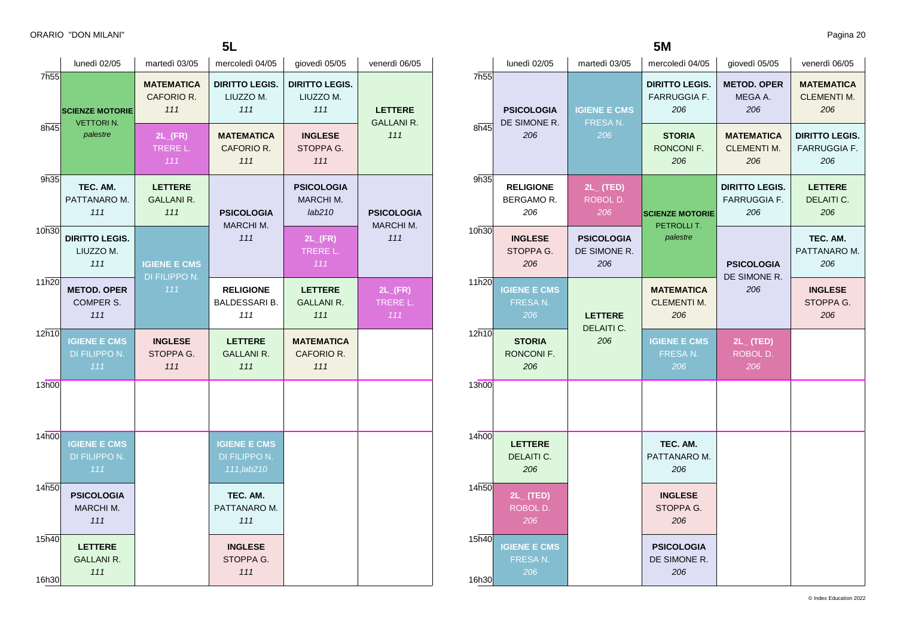ORARIO "DON MILANI"

## 5L

| | lunedì 02/05 | martedì 03/05 | mercoledì 04/05 | giovedì 05/05 | venerdì 06/05 |
|---|---|---|---|---|---|
| 7h55 | **SCIENZE MOTORIE** VETTORI N. *palestre* | **MATEMATICA** CAFORIO R. *111* | **DIRITTO LEGIS.** LIUZZO M. *111* | **DIRITTO LEGIS.** LIUZZO M. *111* | **LETTERE** GALLANI R. *111* |
| 8h45 | | **2L_(FR)** TRERE L. *111* | **MATEMATICA** CAFORIO R. *111* | **INGLESE** STOPPA G. *111* | |
| 9h35 | **TEC. AM.** PATTANARO M. *111* | **LETTERE** GALLANI R. *111* | **PSICOLOGIA** MARCHI M. *111* | **PSICOLOGIA** MARCHI M. *lab210* | **PSICOLOGIA** MARCHI M. *111* |
| 10h30 | **DIRITTO LEGIS.** LIUZZO M. *111* | **IGIENE E CMS** DI FILIPPO N. *111* | | **2L_(FR)** TRERE L. *111* | |
| 11h20 | **METOD. OPER** COMPER S. *111* | | **RELIGIONE** BALDESSARI B. *111* | **LETTERE** GALLANI R. *111* | **2L_(FR)** TRERE L. *111* |
| 12h10 | **IGIENE E CMS** DI FILIPPO N. *111* | **INGLESE** STOPPA G. *111* | **LETTERE** GALLANI R. *111* | **MATEMATICA** CAFORIO R. *111* | |
| 13h00 | | | | | |
| 14h00 | **IGIENE E CMS** DI FILIPPO N. *111* | | **IGIENE E CMS** DI FILIPPO N. *111,lab210* | | |
| 14h50 | **PSICOLOGIA** MARCHI M. *111* | | **TEC. AM.** PATTANARO M. *111* | | |
| 15h40 | **LETTERE** GALLANI R. *111* | | **INGLESE** STOPPA G. *111* | | |
| 16h30 | | | | | |

## 5M

| | lunedì 02/05 | martedì 03/05 | mercoledì 04/05 | giovedì 05/05 | venerdì 06/05 |
|---|---|---|---|---|---|
| 7h55 | **PSICOLOGIA** DE SIMONE R. *206* | **IGIENE E CMS** FRESA N. *206* | **DIRITTO LEGIS.** FARRUGGIA F. *206* | **METOD. OPER** MEGA A. *206* | **MATEMATICA** CLEMENTI M. *206* |
| 8h45 | | | **STORIA** RONCONI F. *206* | **MATEMATICA** CLEMENTI M. *206* | **DIRITTO LEGIS.** FARRUGGIA F. *206* |
| 9h35 | **RELIGIONE** BERGAMO R. *206* | **2L_ (TED)** ROBOL D. *206* | **SCIENZE MOTORIE** PETROLLI T. *palestre* | **DIRITTO LEGIS.** FARRUGGIA F. *206* | **LETTERE** DELAITI C. *206* |
| 10h30 | **INGLESE** STOPPA G. *206* | **PSICOLOGIA** DE SIMONE R. *206* | | **PSICOLOGIA** DE SIMONE R. *206* | **TEC. AM.** PATTANARO M. *206* |
| 11h20 | **IGIENE E CMS** FRESA N. *206* | **LETTERE** DELAITI C. *206* | **MATEMATICA** CLEMENTI M. *206* | | **INGLESE** STOPPA G. *206* |
| 12h10 | **STORIA** RONCONI F. *206* | | **IGIENE E CMS** FRESA N. *206* | **2L_ (TED)** ROBOL D. *206* | |
| 13h00 | | | | | |
| 14h00 | **LETTERE** DELAITI C. *206* | | **TEC. AM.** PATTANARO M. *206* | | |
| 14h50 | **2L_ (TED)** ROBOL D. *206* | | **INGLESE** STOPPA G. *206* | | |
| 15h40 | **IGIENE E CMS** FRESA N. *206* | | **PSICOLOGIA** DE SIMONE R. *206* | | |
| 16h30 | | | | | |

© Index Education 2022